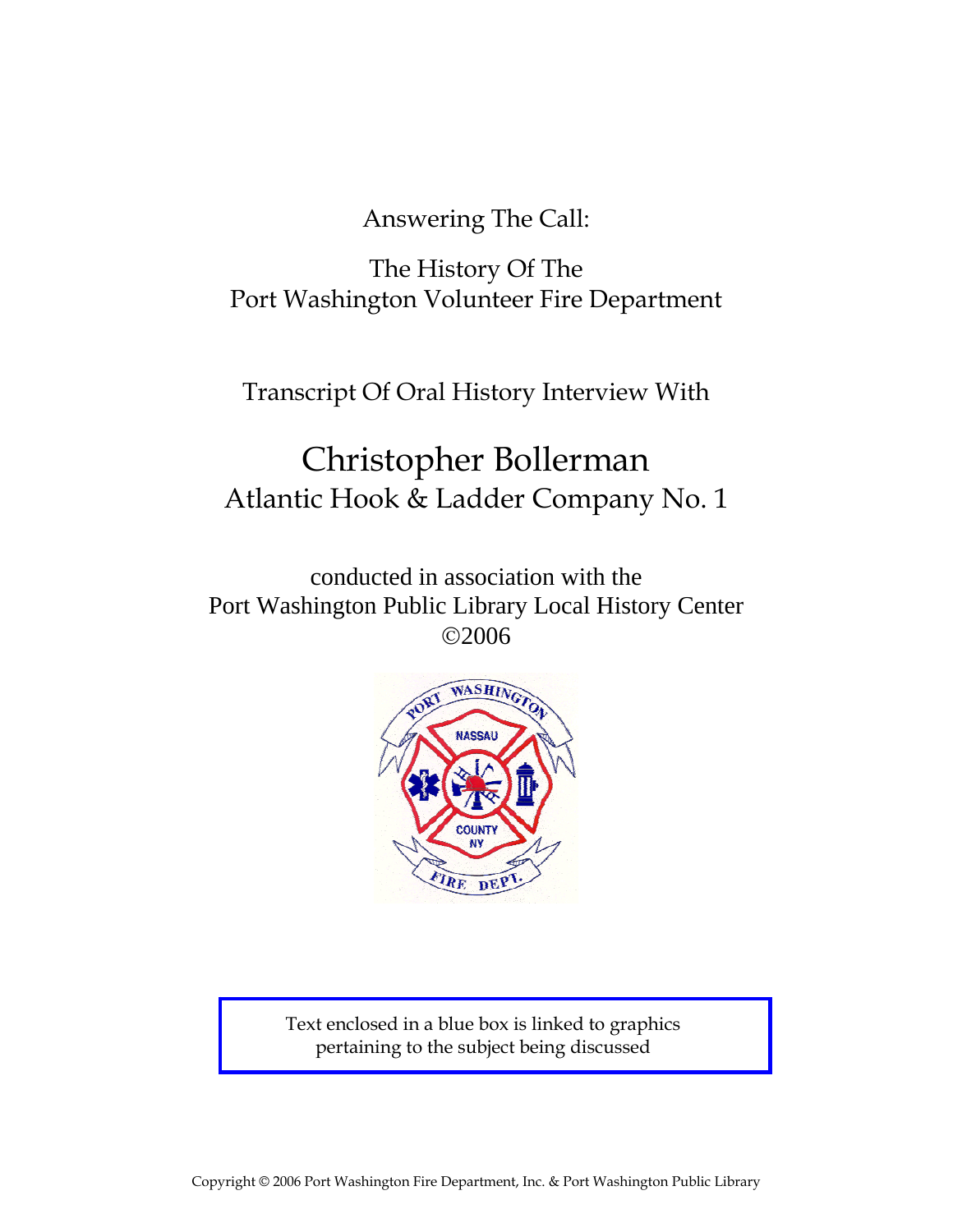Answering The Call:

The History Of The
Port Washington Volunteer Fire Department

Transcript Of Oral History Interview With

# Christopher Bollerman
## Atlantic Hook & Ladder Company No. 1

conducted in association with the
Port Washington Public Library Local History Center
©2006

Text enclosed in a blue box is linked to graphics pertaining to the subject being discussed

Copyright © 2006 Port Washington Fire Department, Inc. & Port Washington Public Library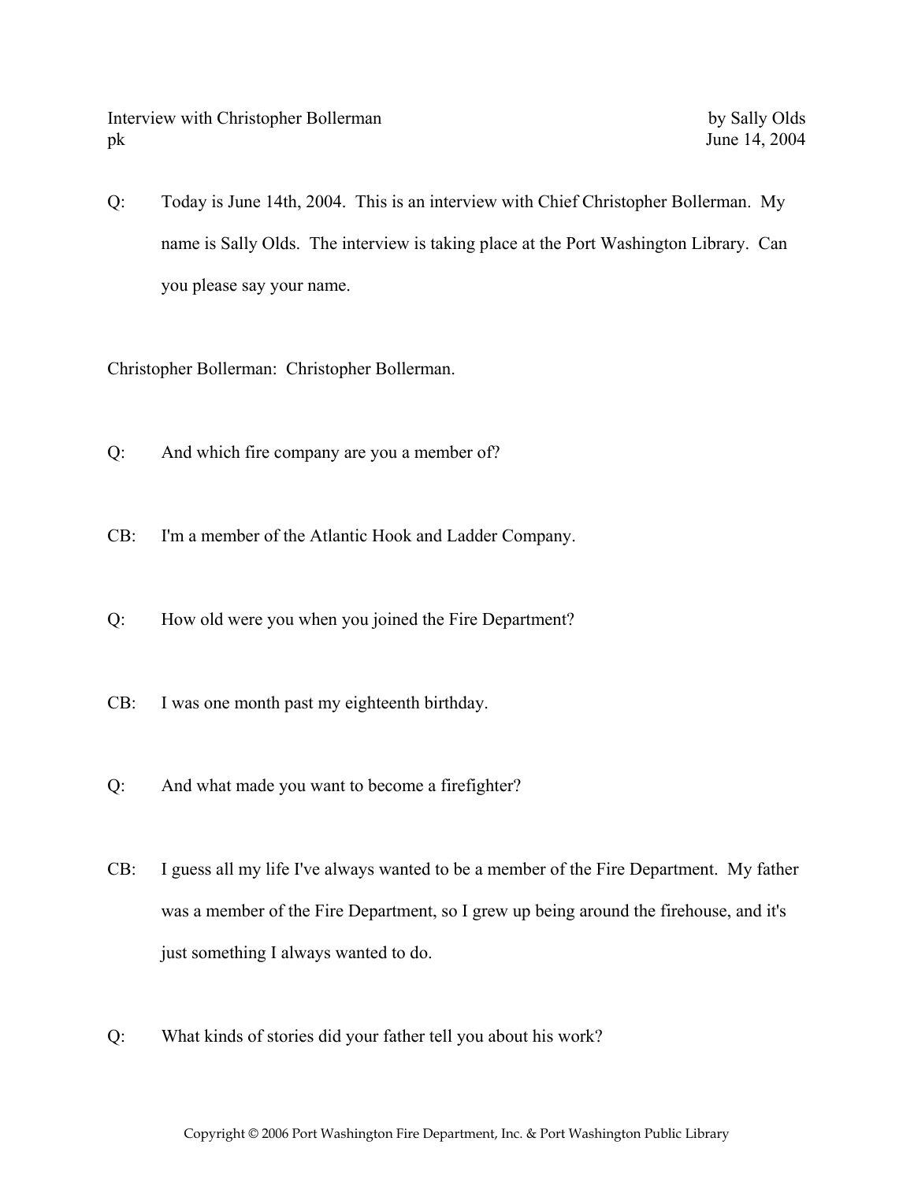Interview with Christopher Bollerman by Sally Olds
pk June 14, 2004

Q: Today is June 14th, 2004. This is an interview with Chief Christopher Bollerman. My name is Sally Olds. The interview is taking place at the Port Washington Library. Can you please say your name.

Christopher Bollerman: Christopher Bollerman.

Q: And which fire company are you a member of?

CB: I'm a member of the Atlantic Hook and Ladder Company.

Q: How old were you when you joined the Fire Department?

CB: I was one month past my eighteenth birthday.

Q: And what made you want to become a firefighter?

CB: I guess all my life I've always wanted to be a member of the Fire Department. My father was a member of the Fire Department, so I grew up being around the firehouse, and it's just something I always wanted to do.

Q: What kinds of stories did your father tell you about his work?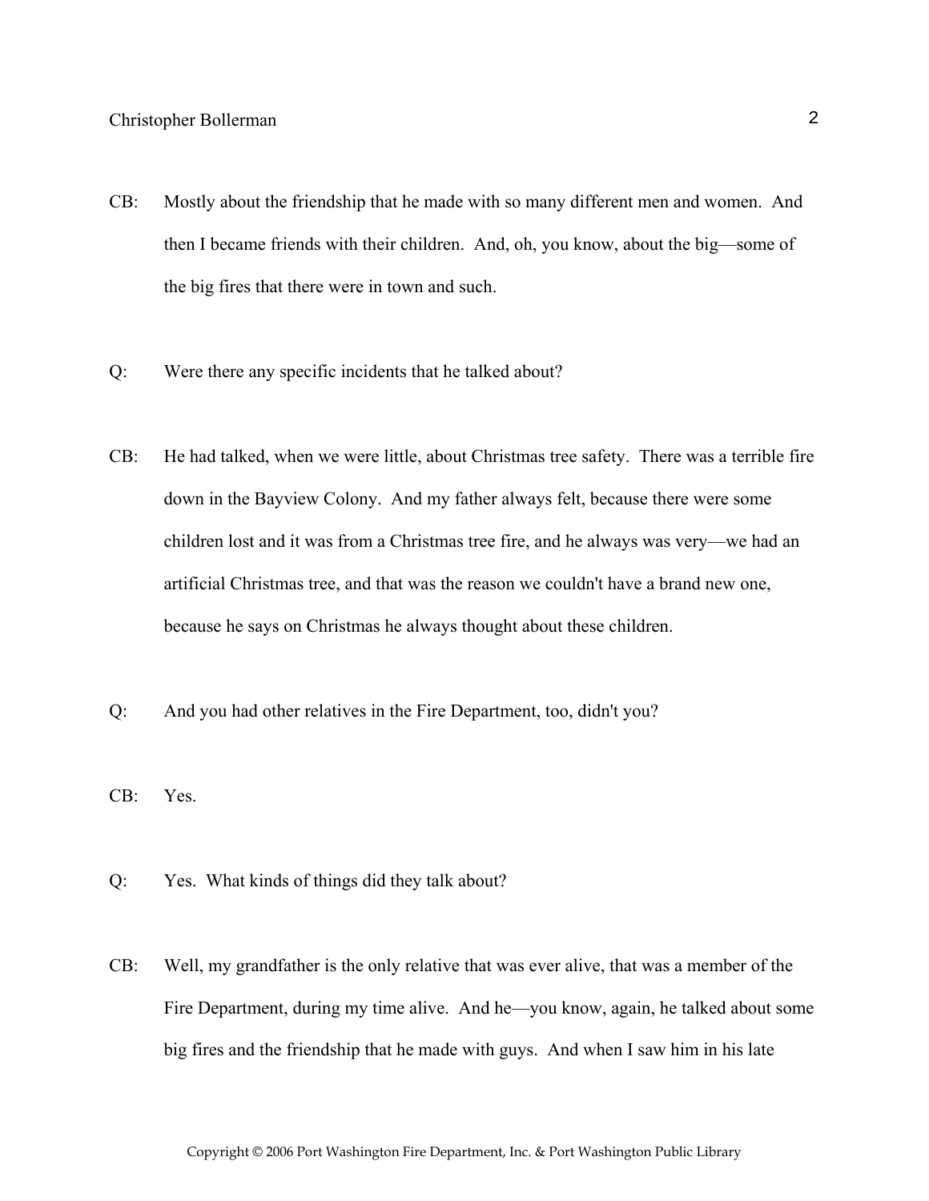CB: Mostly about the friendship that he made with so many different men and women. And then I became friends with their children. And, oh, you know, about the big—some of the big fires that there were in town and such.

Q: Were there any specific incidents that he talked about?

CB: He had talked, when we were little, about Christmas tree safety. There was a terrible fire down in the Bayview Colony. And my father always felt, because there were some children lost and it was from a Christmas tree fire, and he always was very—we had an artificial Christmas tree, and that was the reason we couldn't have a brand new one, because he says on Christmas he always thought about these children.

Q: And you had other relatives in the Fire Department, too, didn't you?

CB: Yes.

Q: Yes. What kinds of things did they talk about?

CB: Well, my grandfather is the only relative that was ever alive, that was a member of the Fire Department, during my time alive. And he—you know, again, he talked about some big fires and the friendship that he made with guys. And when I saw him in his late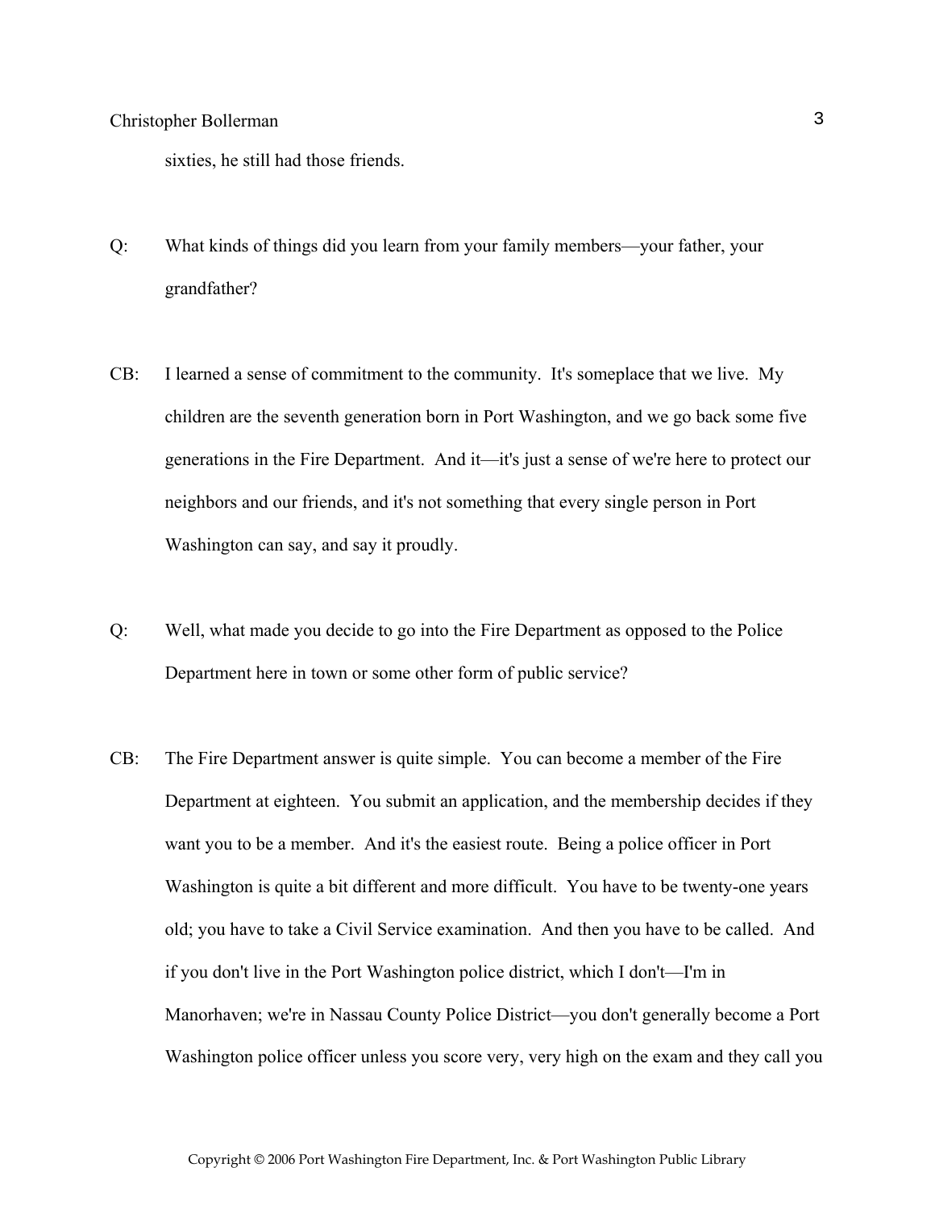sixties, he still had those friends.

Q: What kinds of things did you learn from your family members—your father, your grandfather?

CB: I learned a sense of commitment to the community. It's someplace that we live. My children are the seventh generation born in Port Washington, and we go back some five generations in the Fire Department. And it—it's just a sense of we're here to protect our neighbors and our friends, and it's not something that every single person in Port Washington can say, and say it proudly.

Q: Well, what made you decide to go into the Fire Department as opposed to the Police Department here in town or some other form of public service?

CB: The Fire Department answer is quite simple. You can become a member of the Fire Department at eighteen. You submit an application, and the membership decides if they want you to be a member. And it's the easiest route. Being a police officer in Port Washington is quite a bit different and more difficult. You have to be twenty-one years old; you have to take a Civil Service examination. And then you have to be called. And if you don't live in the Port Washington police district, which I don't—I'm in Manorhaven; we're in Nassau County Police District—you don't generally become a Port Washington police officer unless you score very, very high on the exam and they call you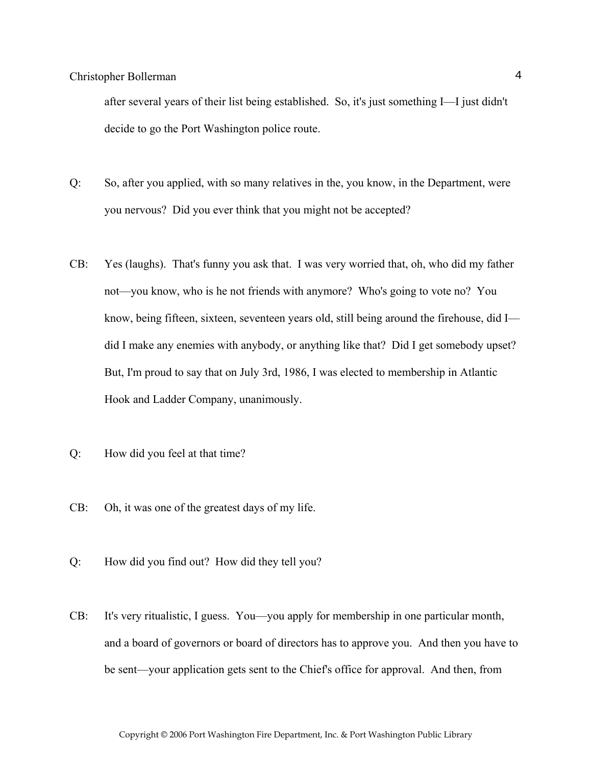after several years of their list being established. So, it's just something I—I just didn't decide to go the Port Washington police route.

Q: So, after you applied, with so many relatives in the, you know, in the Department, were you nervous? Did you ever think that you might not be accepted?

CB: Yes (laughs). That's funny you ask that. I was very worried that, oh, who did my father not—you know, who is he not friends with anymore? Who's going to vote no? You know, being fifteen, sixteen, seventeen years old, still being around the firehouse, did I—did I make any enemies with anybody, or anything like that? Did I get somebody upset? But, I'm proud to say that on July 3rd, 1986, I was elected to membership in Atlantic Hook and Ladder Company, unanimously.

Q: How did you feel at that time?

CB: Oh, it was one of the greatest days of my life.

Q: How did you find out? How did they tell you?

CB: It's very ritualistic, I guess. You—you apply for membership in one particular month, and a board of governors or board of directors has to approve you. And then you have to be sent—your application gets sent to the Chief's office for approval. And then, from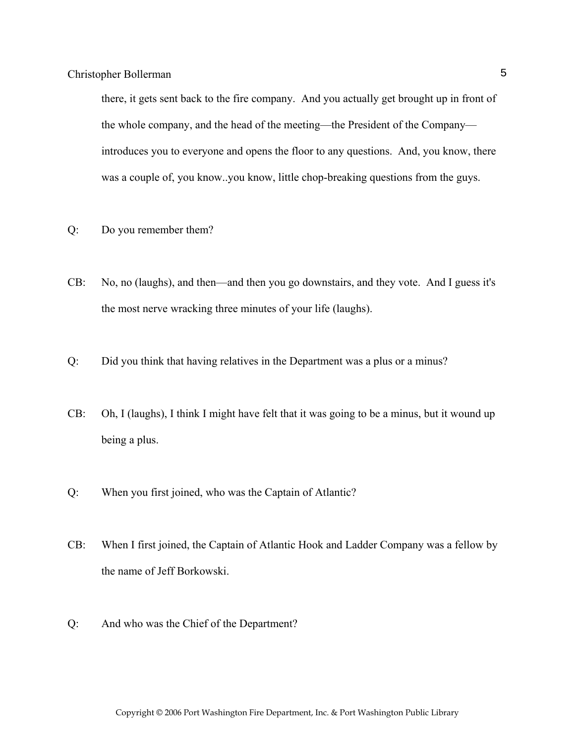there, it gets sent back to the fire company. And you actually get brought up in front of the whole company, and the head of the meeting—the President of the Company—introduces you to everyone and opens the floor to any questions. And, you know, there was a couple of, you know..you know, little chop-breaking questions from the guys.

Q: Do you remember them?

CB: No, no (laughs), and then—and then you go downstairs, and they vote. And I guess it's the most nerve wracking three minutes of your life (laughs).

Q: Did you think that having relatives in the Department was a plus or a minus?

CB: Oh, I (laughs), I think I might have felt that it was going to be a minus, but it wound up being a plus.

Q: When you first joined, who was the Captain of Atlantic?

CB: When I first joined, the Captain of Atlantic Hook and Ladder Company was a fellow by the name of Jeff Borkowski.

Q: And who was the Chief of the Department?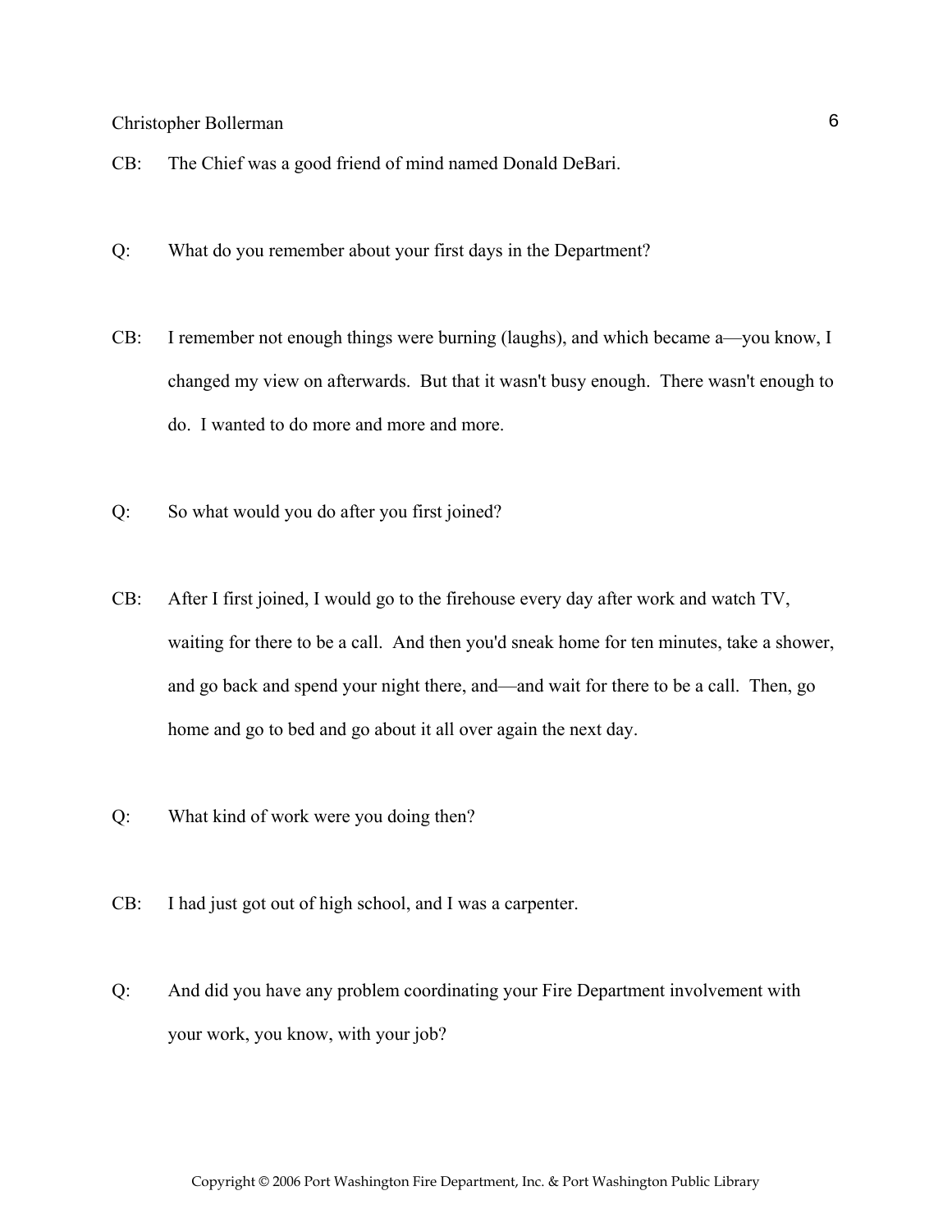CB: The Chief was a good friend of mind named Donald DeBari.

Q: What do you remember about your first days in the Department?

CB: I remember not enough things were burning (laughs), and which became a—you know, I changed my view on afterwards. But that it wasn't busy enough. There wasn't enough to do. I wanted to do more and more and more.

Q: So what would you do after you first joined?

CB: After I first joined, I would go to the firehouse every day after work and watch TV, waiting for there to be a call. And then you'd sneak home for ten minutes, take a shower, and go back and spend your night there, and—and wait for there to be a call. Then, go home and go to bed and go about it all over again the next day.

Q: What kind of work were you doing then?

CB: I had just got out of high school, and I was a carpenter.

Q: And did you have any problem coordinating your Fire Department involvement with your work, you know, with your job?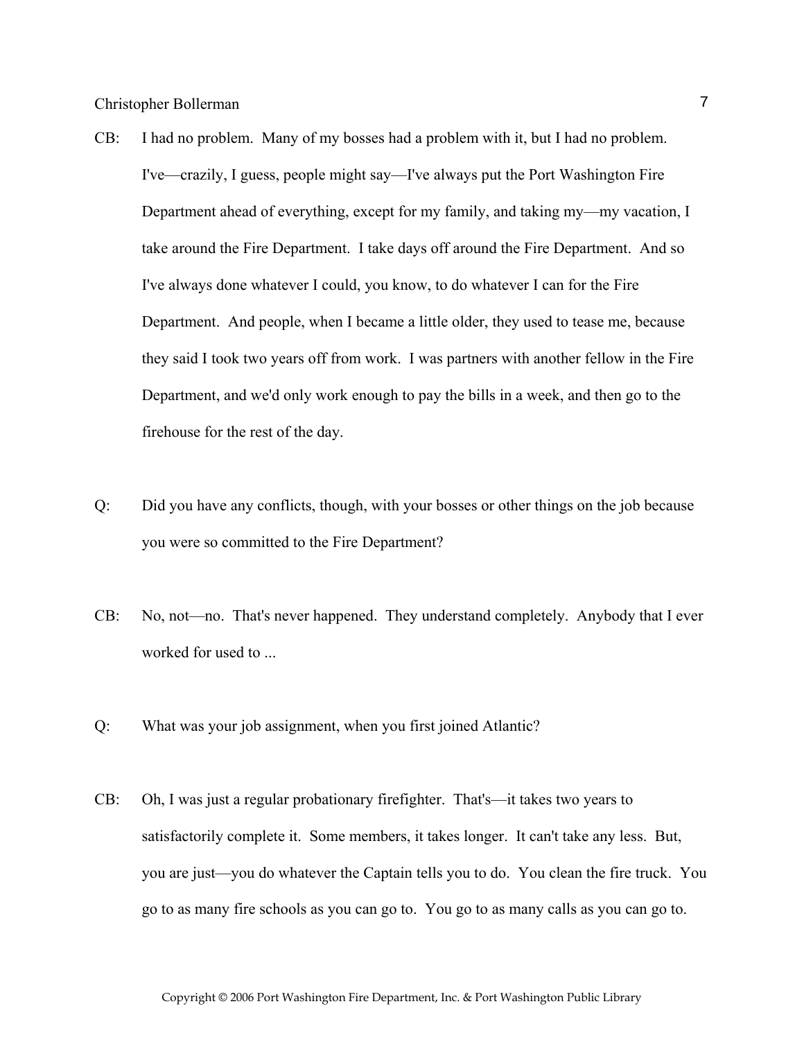CB: I had no problem. Many of my bosses had a problem with it, but I had no problem. I've—crazily, I guess, people might say—I've always put the Port Washington Fire Department ahead of everything, except for my family, and taking my—my vacation, I take around the Fire Department. I take days off around the Fire Department. And so I've always done whatever I could, you know, to do whatever I can for the Fire Department. And people, when I became a little older, they used to tease me, because they said I took two years off from work. I was partners with another fellow in the Fire Department, and we'd only work enough to pay the bills in a week, and then go to the firehouse for the rest of the day.

Q: Did you have any conflicts, though, with your bosses or other things on the job because you were so committed to the Fire Department?

CB: No, not—no. That's never happened. They understand completely. Anybody that I ever worked for used to ...

Q: What was your job assignment, when you first joined Atlantic?

CB: Oh, I was just a regular probationary firefighter. That's—it takes two years to satisfactorily complete it. Some members, it takes longer. It can't take any less. But, you are just—you do whatever the Captain tells you to do. You clean the fire truck. You go to as many fire schools as you can go to. You go to as many calls as you can go to.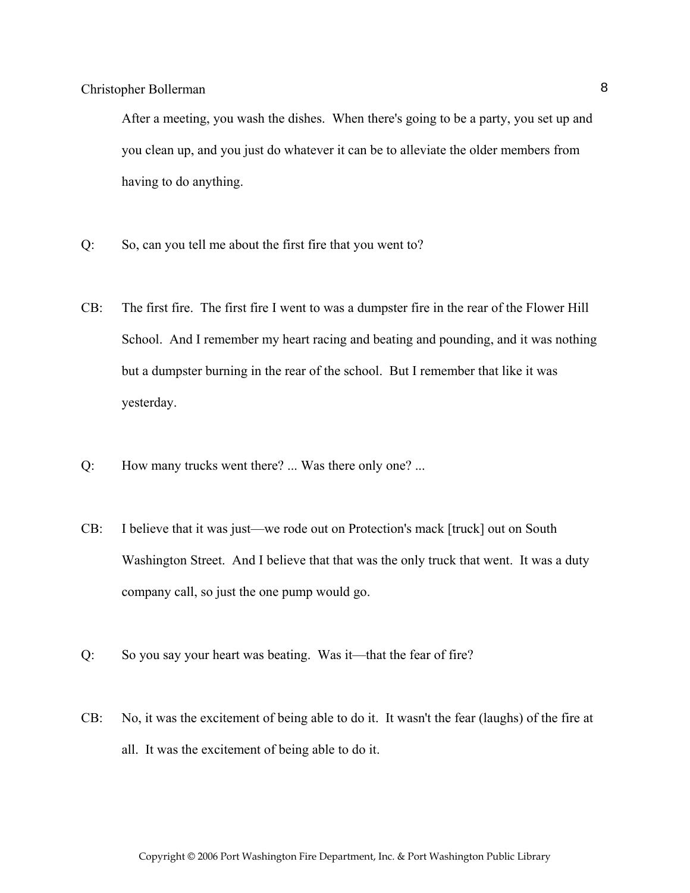After a meeting, you wash the dishes. When there's going to be a party, you set up and you clean up, and you just do whatever it can be to alleviate the older members from having to do anything.

Q: So, can you tell me about the first fire that you went to?

CB: The first fire. The first fire I went to was a dumpster fire in the rear of the Flower Hill School. And I remember my heart racing and beating and pounding, and it was nothing but a dumpster burning in the rear of the school. But I remember that like it was yesterday.

Q: How many trucks went there? ... Was there only one? ...

CB: I believe that it was just—we rode out on Protection's mack [truck] out on South Washington Street. And I believe that that was the only truck that went. It was a duty company call, so just the one pump would go.

Q: So you say your heart was beating. Was it—that the fear of fire?

CB: No, it was the excitement of being able to do it. It wasn't the fear (laughs) of the fire at all. It was the excitement of being able to do it.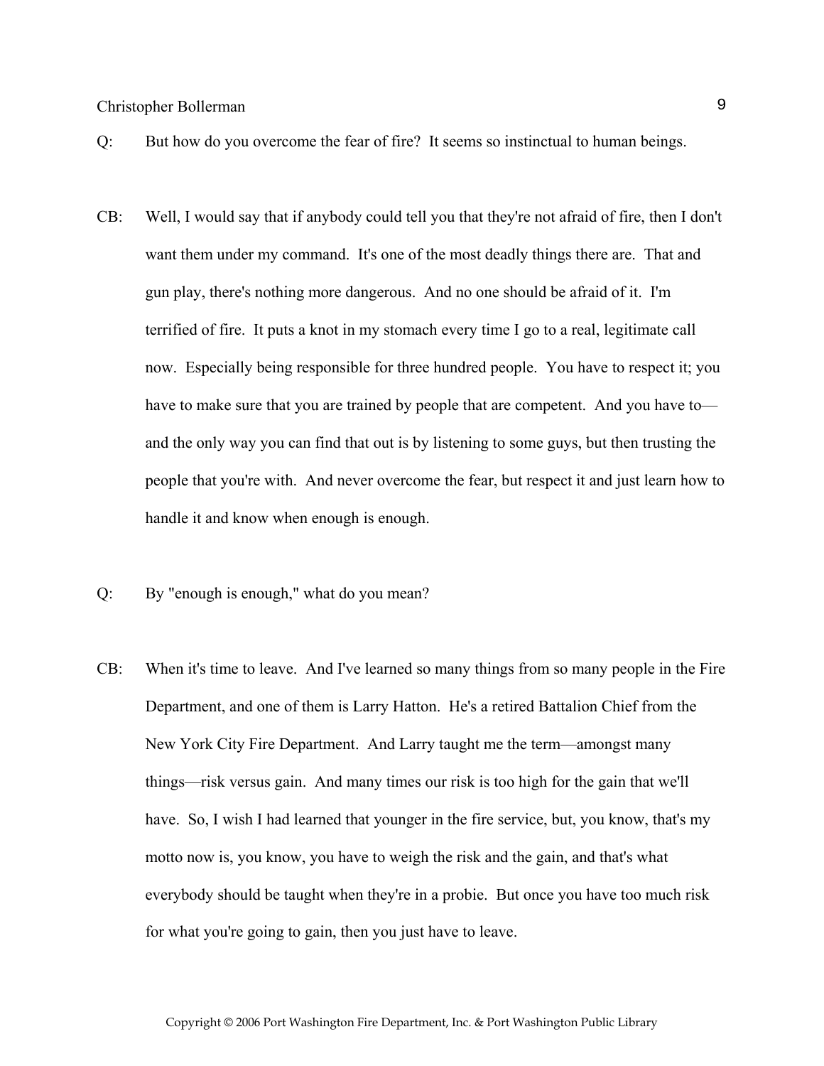Q: But how do you overcome the fear of fire? It seems so instinctual to human beings.

CB: Well, I would say that if anybody could tell you that they're not afraid of fire, then I don't want them under my command. It's one of the most deadly things there are. That and gun play, there's nothing more dangerous. And no one should be afraid of it. I'm terrified of fire. It puts a knot in my stomach every time I go to a real, legitimate call now. Especially being responsible for three hundred people. You have to respect it; you have to make sure that you are trained by people that are competent. And you have to—and the only way you can find that out is by listening to some guys, but then trusting the people that you're with. And never overcome the fear, but respect it and just learn how to handle it and know when enough is enough.

Q: By "enough is enough," what do you mean?

CB: When it's time to leave. And I've learned so many things from so many people in the Fire Department, and one of them is Larry Hatton. He's a retired Battalion Chief from the New York City Fire Department. And Larry taught me the term—amongst many things—risk versus gain. And many times our risk is too high for the gain that we'll have. So, I wish I had learned that younger in the fire service, but, you know, that's my motto now is, you know, you have to weigh the risk and the gain, and that's what everybody should be taught when they're in a probie. But once you have too much risk for what you're going to gain, then you just have to leave.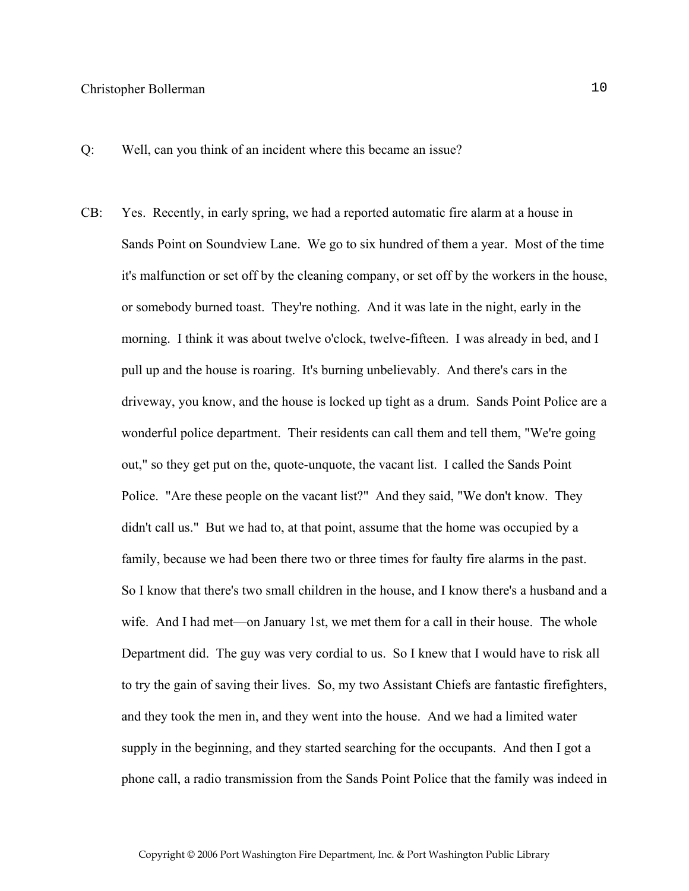Q: Well, can you think of an incident where this became an issue?

CB: Yes. Recently, in early spring, we had a reported automatic fire alarm at a house in Sands Point on Soundview Lane. We go to six hundred of them a year. Most of the time it's malfunction or set off by the cleaning company, or set off by the workers in the house, or somebody burned toast. They're nothing. And it was late in the night, early in the morning. I think it was about twelve o'clock, twelve-fifteen. I was already in bed, and I pull up and the house is roaring. It's burning unbelievably. And there's cars in the driveway, you know, and the house is locked up tight as a drum. Sands Point Police are a wonderful police department. Their residents can call them and tell them, "We're going out," so they get put on the, quote-unquote, the vacant list. I called the Sands Point Police. "Are these people on the vacant list?" And they said, "We don't know. They didn't call us." But we had to, at that point, assume that the home was occupied by a family, because we had been there two or three times for faulty fire alarms in the past. So I know that there's two small children in the house, and I know there's a husband and a wife. And I had met—on January 1st, we met them for a call in their house. The whole Department did. The guy was very cordial to us. So I knew that I would have to risk all to try the gain of saving their lives. So, my two Assistant Chiefs are fantastic firefighters, and they took the men in, and they went into the house. And we had a limited water supply in the beginning, and they started searching for the occupants. And then I got a phone call, a radio transmission from the Sands Point Police that the family was indeed in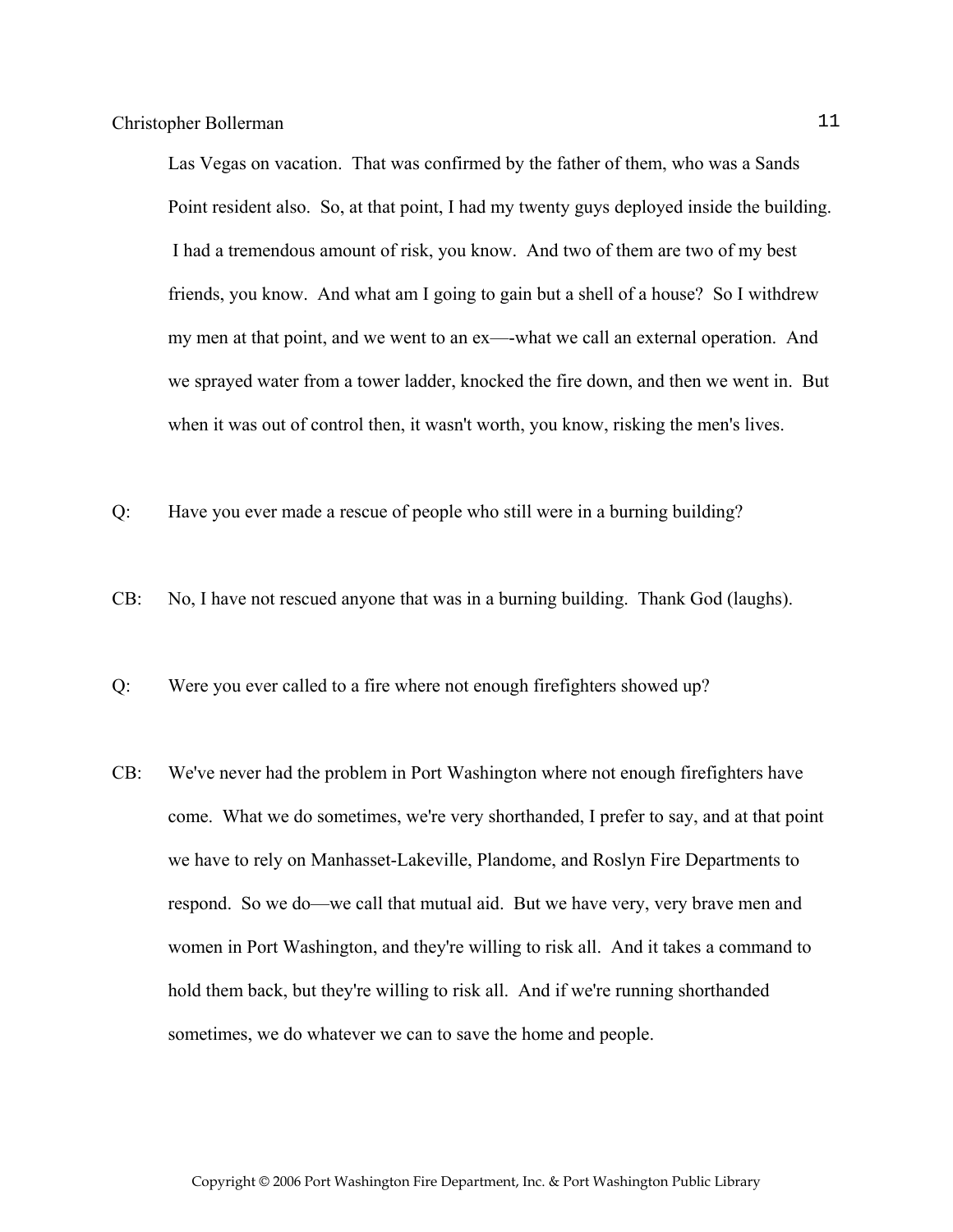Las Vegas on vacation. That was confirmed by the father of them, who was a Sands Point resident also. So, at that point, I had my twenty guys deployed inside the building. I had a tremendous amount of risk, you know. And two of them are two of my best friends, you know. And what am I going to gain but a shell of a house? So I withdrew my men at that point, and we went to an ex—-what we call an external operation. And we sprayed water from a tower ladder, knocked the fire down, and then we went in. But when it was out of control then, it wasn't worth, you know, risking the men's lives.

Q: Have you ever made a rescue of people who still were in a burning building?

CB: No, I have not rescued anyone that was in a burning building. Thank God (laughs).

Q: Were you ever called to a fire where not enough firefighters showed up?

CB: We've never had the problem in Port Washington where not enough firefighters have come. What we do sometimes, we're very shorthanded, I prefer to say, and at that point we have to rely on Manhasset-Lakeville, Plandome, and Roslyn Fire Departments to respond. So we do—we call that mutual aid. But we have very, very brave men and women in Port Washington, and they're willing to risk all. And it takes a command to hold them back, but they're willing to risk all. And if we're running shorthanded sometimes, we do whatever we can to save the home and people.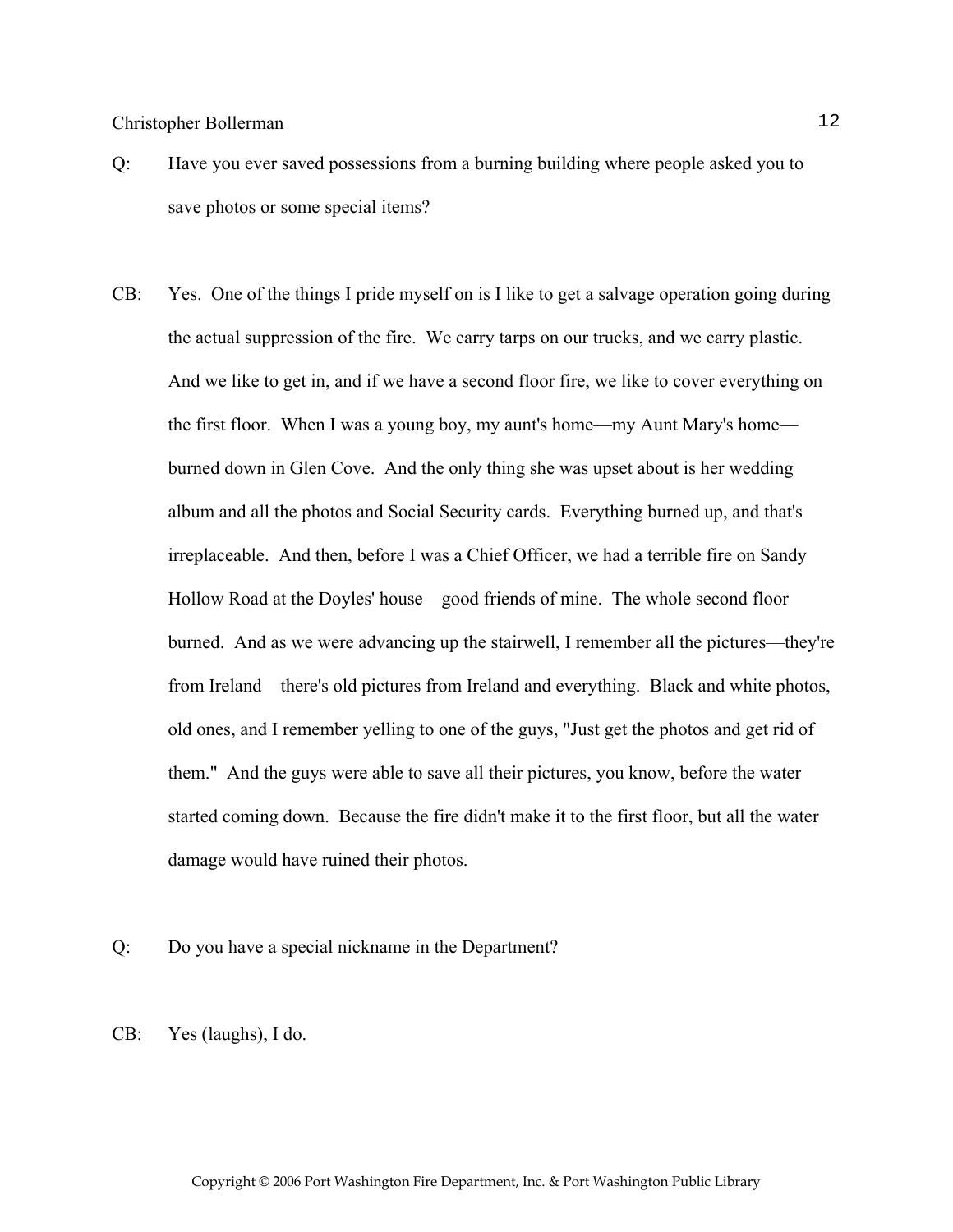Q: Have you ever saved possessions from a burning building where people asked you to save photos or some special items?

CB: Yes. One of the things I pride myself on is I like to get a salvage operation going during the actual suppression of the fire. We carry tarps on our trucks, and we carry plastic. And we like to get in, and if we have a second floor fire, we like to cover everything on the first floor. When I was a young boy, my aunt's home—my Aunt Mary's home—burned down in Glen Cove. And the only thing she was upset about is her wedding album and all the photos and Social Security cards. Everything burned up, and that's irreplaceable. And then, before I was a Chief Officer, we had a terrible fire on Sandy Hollow Road at the Doyles' house—good friends of mine. The whole second floor burned. And as we were advancing up the stairwell, I remember all the pictures—they're from Ireland—there's old pictures from Ireland and everything. Black and white photos, old ones, and I remember yelling to one of the guys, "Just get the photos and get rid of them." And the guys were able to save all their pictures, you know, before the water started coming down. Because the fire didn't make it to the first floor, but all the water damage would have ruined their photos.

Q: Do you have a special nickname in the Department?

CB: Yes (laughs), I do.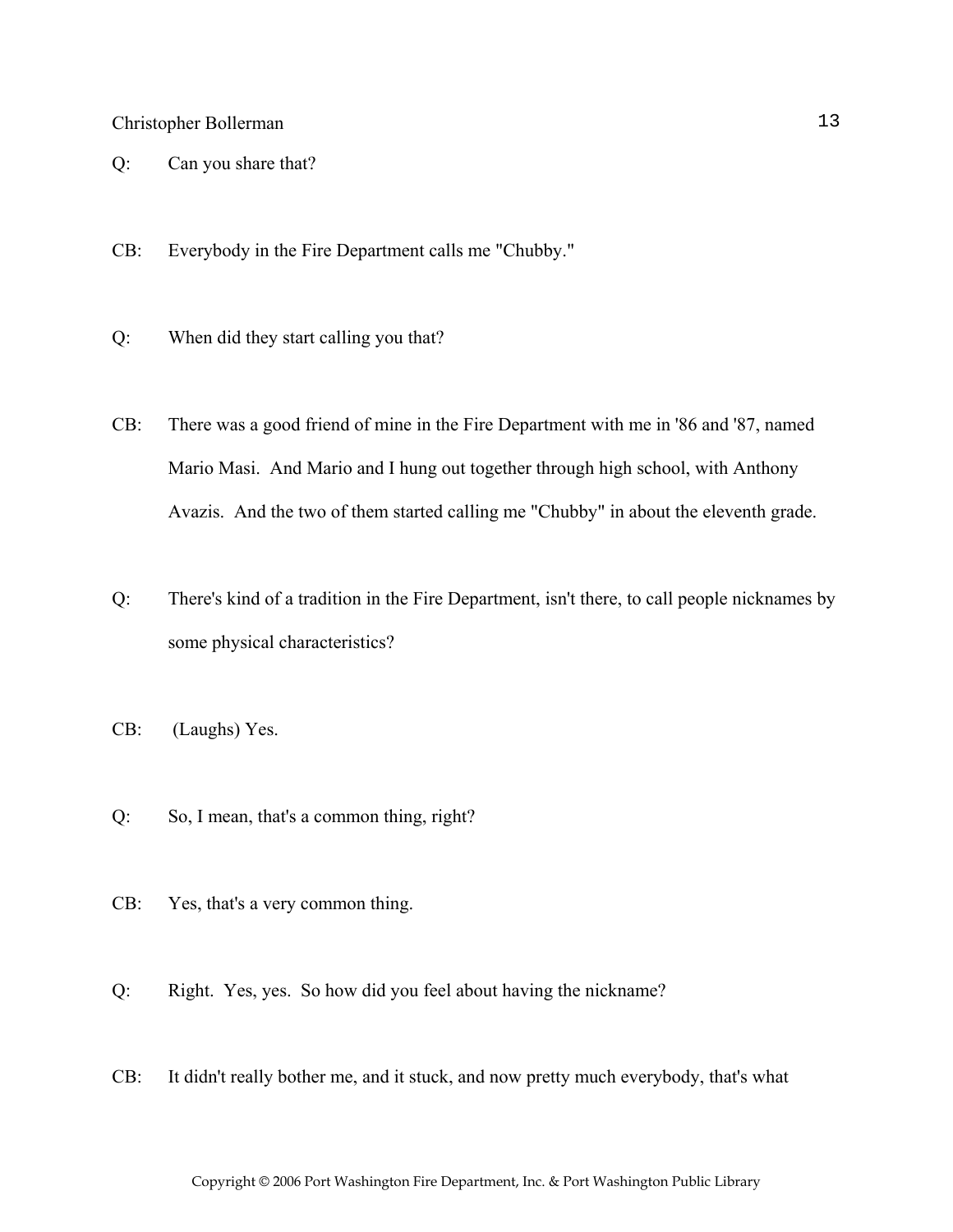Q: Can you share that?

CB: Everybody in the Fire Department calls me "Chubby."

Q: When did they start calling you that?

CB: There was a good friend of mine in the Fire Department with me in '86 and '87, named Mario Masi. And Mario and I hung out together through high school, with Anthony Avazis. And the two of them started calling me "Chubby" in about the eleventh grade.

Q: There's kind of a tradition in the Fire Department, isn't there, to call people nicknames by some physical characteristics?

CB: (Laughs) Yes.

Q: So, I mean, that's a common thing, right?

CB: Yes, that's a very common thing.

Q: Right. Yes, yes. So how did you feel about having the nickname?

CB: It didn't really bother me, and it stuck, and now pretty much everybody, that's what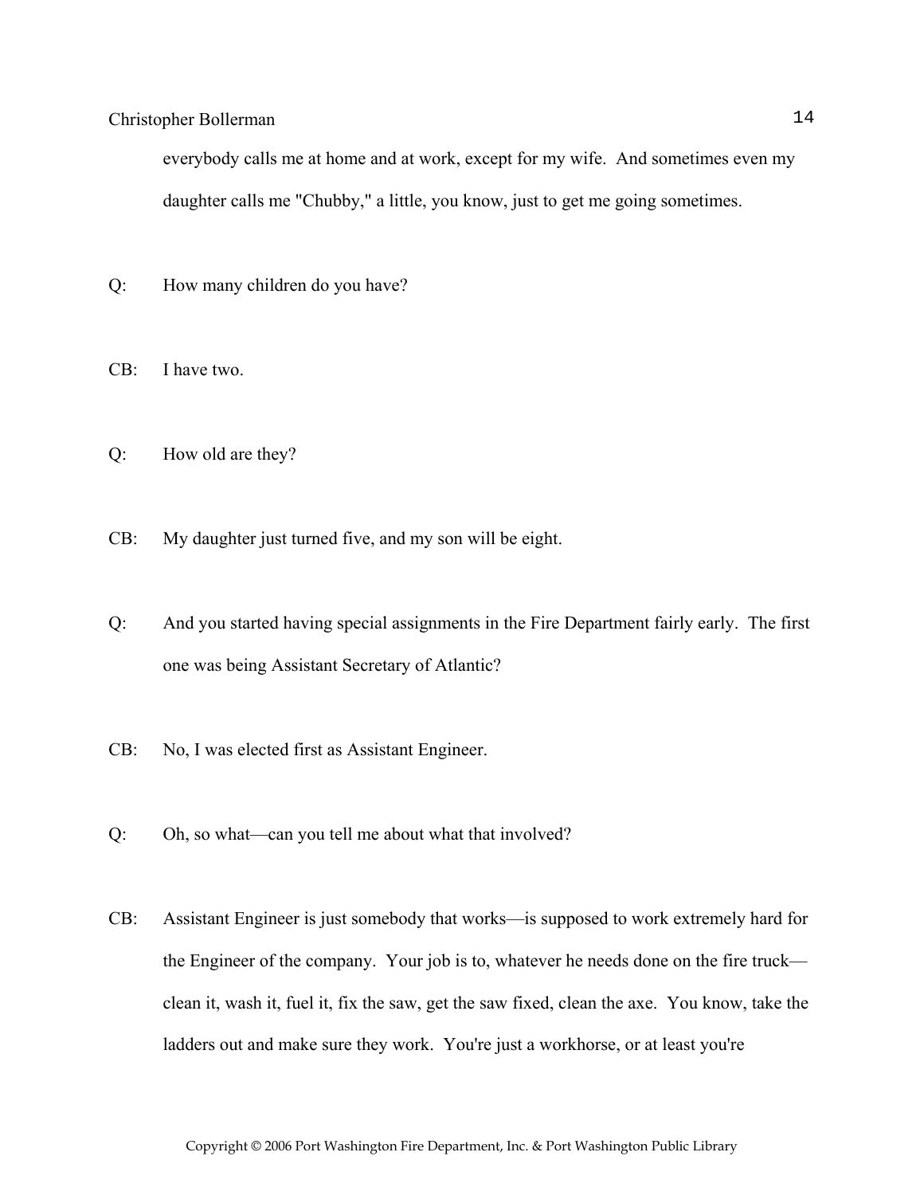everybody calls me at home and at work, except for my wife. And sometimes even my daughter calls me "Chubby," a little, you know, just to get me going sometimes.

Q: How many children do you have?

CB: I have two.

Q: How old are they?

CB: My daughter just turned five, and my son will be eight.

Q: And you started having special assignments in the Fire Department fairly early. The first one was being Assistant Secretary of Atlantic?

CB: No, I was elected first as Assistant Engineer.

Q: Oh, so what—can you tell me about what that involved?

CB: Assistant Engineer is just somebody that works—is supposed to work extremely hard for the Engineer of the company. Your job is to, whatever he needs done on the fire truck—clean it, wash it, fuel it, fix the saw, get the saw fixed, clean the axe. You know, take the ladders out and make sure they work. You're just a workhorse, or at least you're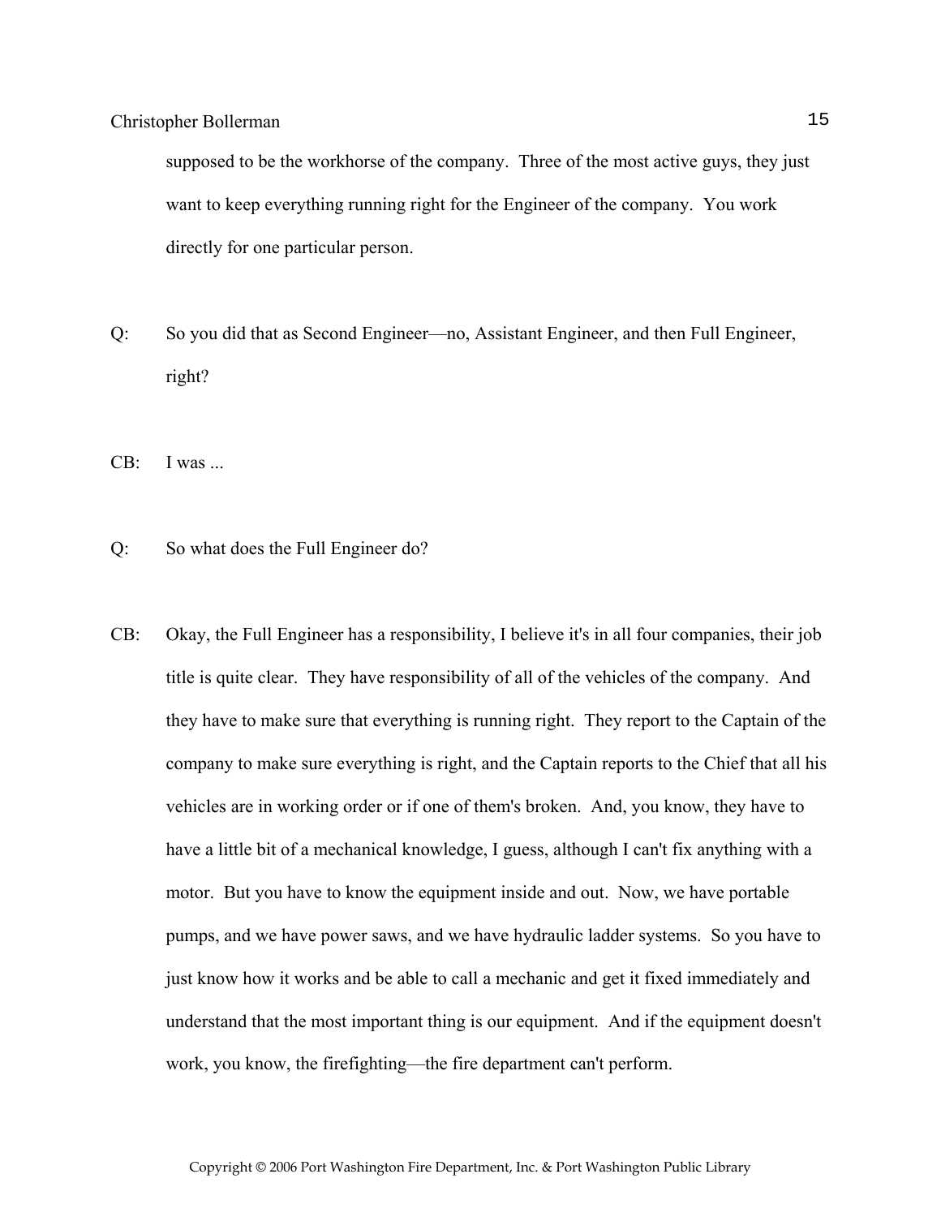supposed to be the workhorse of the company. Three of the most active guys, they just want to keep everything running right for the Engineer of the company. You work directly for one particular person.

Q: So you did that as Second Engineer—no, Assistant Engineer, and then Full Engineer, right?

CB: I was ...

Q: So what does the Full Engineer do?

CB: Okay, the Full Engineer has a responsibility, I believe it's in all four companies, their job title is quite clear. They have responsibility of all of the vehicles of the company. And they have to make sure that everything is running right. They report to the Captain of the company to make sure everything is right, and the Captain reports to the Chief that all his vehicles are in working order or if one of them's broken. And, you know, they have to have a little bit of a mechanical knowledge, I guess, although I can't fix anything with a motor. But you have to know the equipment inside and out. Now, we have portable pumps, and we have power saws, and we have hydraulic ladder systems. So you have to just know how it works and be able to call a mechanic and get it fixed immediately and understand that the most important thing is our equipment. And if the equipment doesn't work, you know, the firefighting—the fire department can't perform.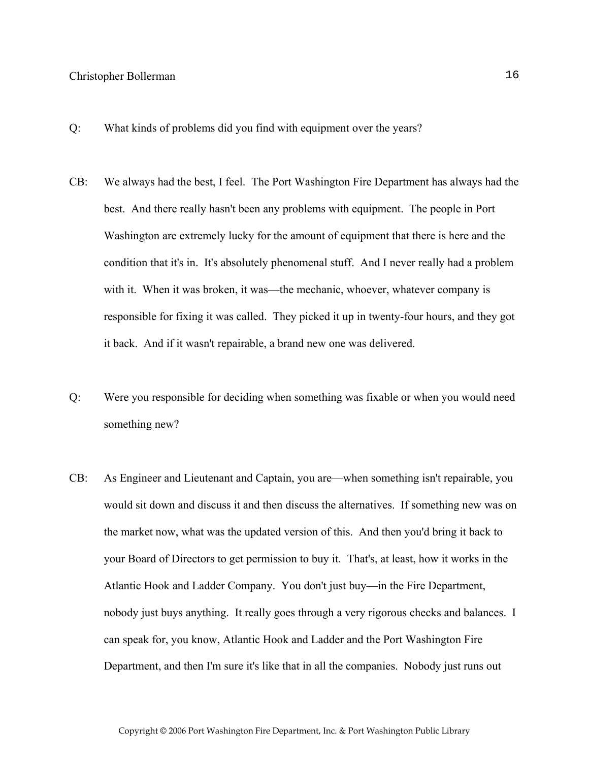Q: What kinds of problems did you find with equipment over the years?

CB: We always had the best, I feel. The Port Washington Fire Department has always had the best. And there really hasn't been any problems with equipment. The people in Port Washington are extremely lucky for the amount of equipment that there is here and the condition that it's in. It's absolutely phenomenal stuff. And I never really had a problem with it. When it was broken, it was—the mechanic, whoever, whatever company is responsible for fixing it was called. They picked it up in twenty-four hours, and they got it back. And if it wasn't repairable, a brand new one was delivered.

Q: Were you responsible for deciding when something was fixable or when you would need something new?

CB: As Engineer and Lieutenant and Captain, you are—when something isn't repairable, you would sit down and discuss it and then discuss the alternatives. If something new was on the market now, what was the updated version of this. And then you'd bring it back to your Board of Directors to get permission to buy it. That's, at least, how it works in the Atlantic Hook and Ladder Company. You don't just buy—in the Fire Department, nobody just buys anything. It really goes through a very rigorous checks and balances. I can speak for, you know, Atlantic Hook and Ladder and the Port Washington Fire Department, and then I'm sure it's like that in all the companies. Nobody just runs out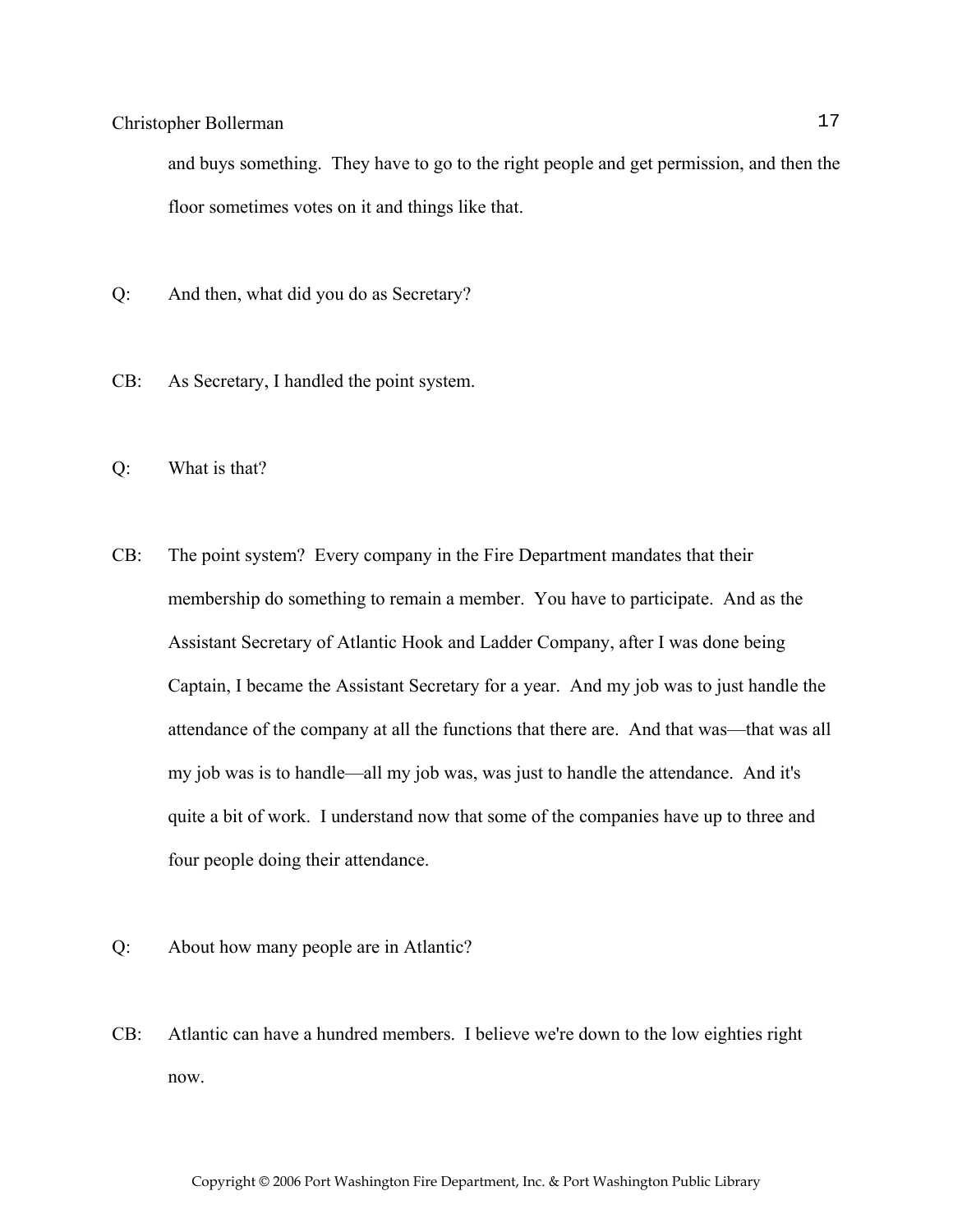and buys something. They have to go to the right people and get permission, and then the floor sometimes votes on it and things like that.

Q: And then, what did you do as Secretary?

CB: As Secretary, I handled the point system.

Q: What is that?

CB: The point system? Every company in the Fire Department mandates that their membership do something to remain a member. You have to participate. And as the Assistant Secretary of Atlantic Hook and Ladder Company, after I was done being Captain, I became the Assistant Secretary for a year. And my job was to just handle the attendance of the company at all the functions that there are. And that was—that was all my job was is to handle—all my job was, was just to handle the attendance. And it's quite a bit of work. I understand now that some of the companies have up to three and four people doing their attendance.

Q: About how many people are in Atlantic?

CB: Atlantic can have a hundred members. I believe we're down to the low eighties right now.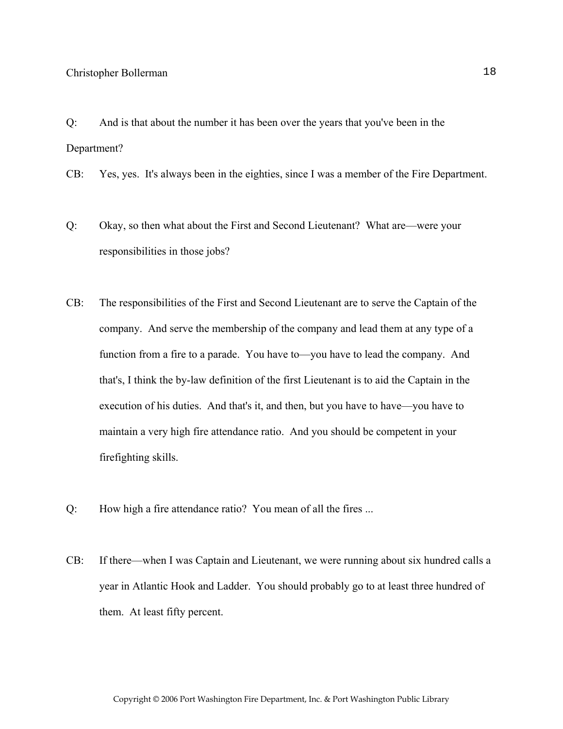Q: And is that about the number it has been over the years that you've been in the Department?

CB: Yes, yes. It's always been in the eighties, since I was a member of the Fire Department.

Q: Okay, so then what about the First and Second Lieutenant? What are—were your responsibilities in those jobs?

CB: The responsibilities of the First and Second Lieutenant are to serve the Captain of the company. And serve the membership of the company and lead them at any type of a function from a fire to a parade. You have to—you have to lead the company. And that's, I think the by-law definition of the first Lieutenant is to aid the Captain in the execution of his duties. And that's it, and then, but you have to have—you have to maintain a very high fire attendance ratio. And you should be competent in your firefighting skills.

Q: How high a fire attendance ratio? You mean of all the fires ...

CB: If there—when I was Captain and Lieutenant, we were running about six hundred calls a year in Atlantic Hook and Ladder. You should probably go to at least three hundred of them. At least fifty percent.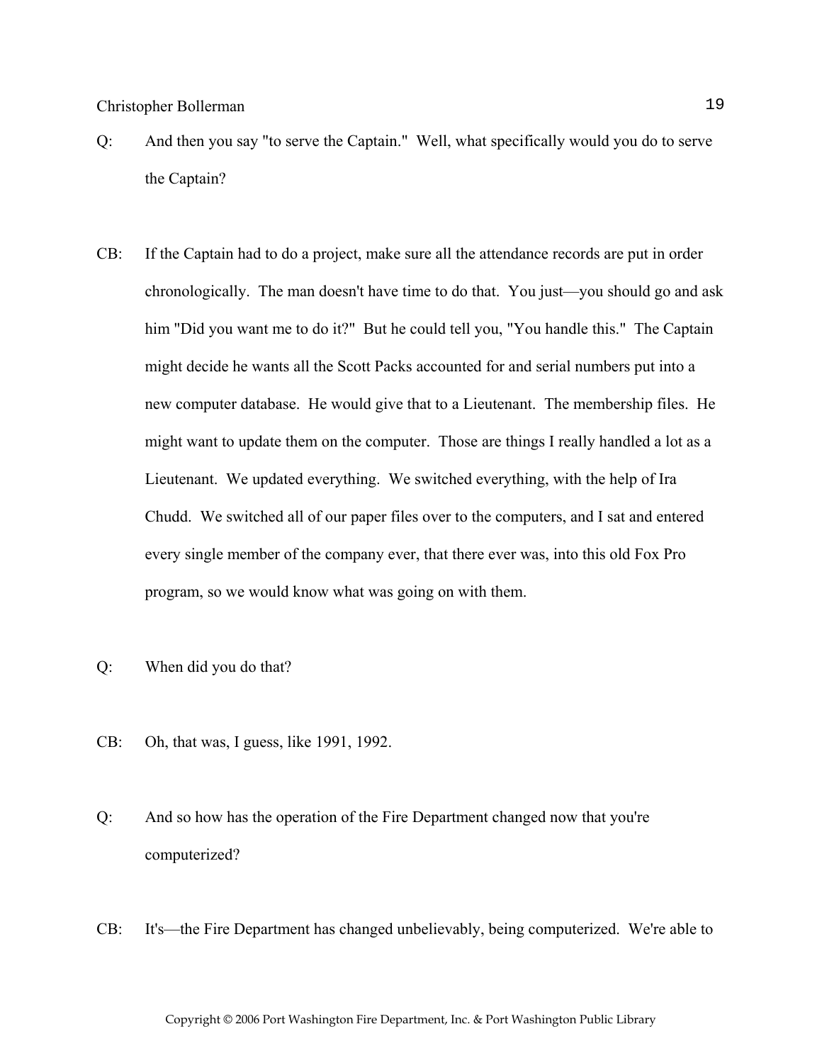Q: And then you say "to serve the Captain." Well, what specifically would you do to serve the Captain?

CB: If the Captain had to do a project, make sure all the attendance records are put in order chronologically. The man doesn't have time to do that. You just—you should go and ask him "Did you want me to do it?" But he could tell you, "You handle this." The Captain might decide he wants all the Scott Packs accounted for and serial numbers put into a new computer database. He would give that to a Lieutenant. The membership files. He might want to update them on the computer. Those are things I really handled a lot as a Lieutenant. We updated everything. We switched everything, with the help of Ira Chudd. We switched all of our paper files over to the computers, and I sat and entered every single member of the company ever, that there ever was, into this old Fox Pro program, so we would know what was going on with them.

Q: When did you do that?

CB: Oh, that was, I guess, like 1991, 1992.

Q: And so how has the operation of the Fire Department changed now that you're computerized?

CB: It's—the Fire Department has changed unbelievably, being computerized. We're able to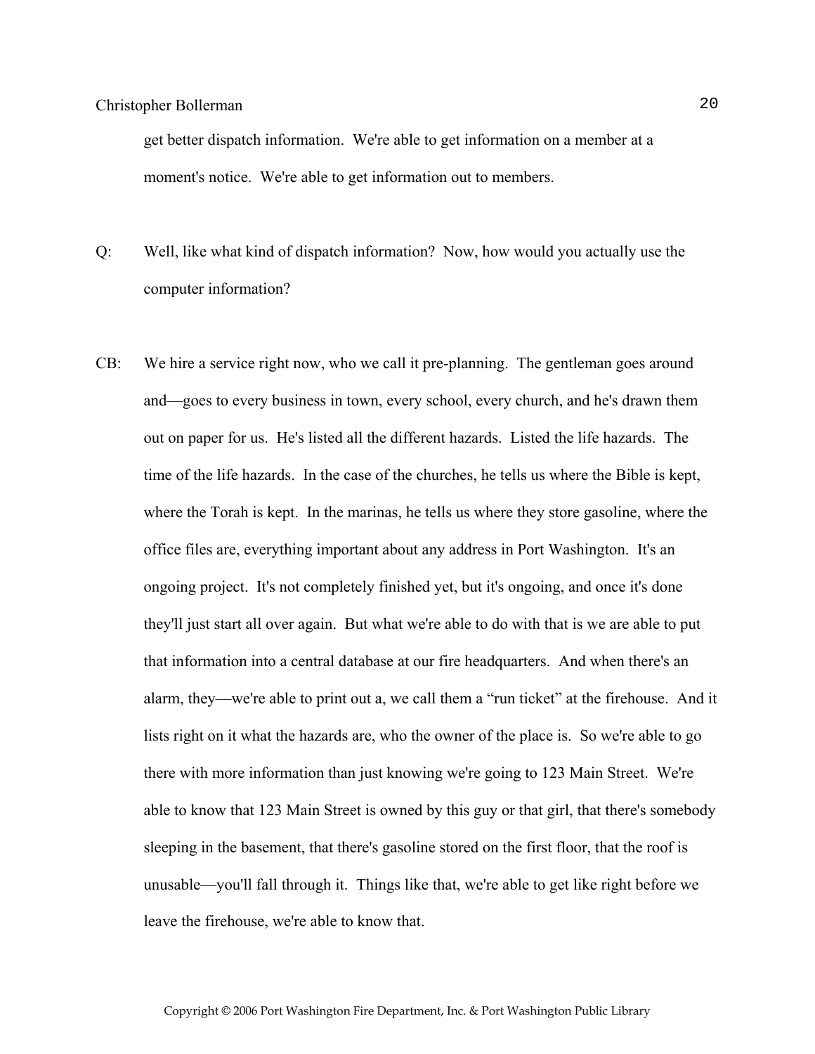get better dispatch information. We're able to get information on a member at a moment's notice. We're able to get information out to members.

Q: Well, like what kind of dispatch information? Now, how would you actually use the computer information?

CB: We hire a service right now, who we call it pre-planning. The gentleman goes around and—goes to every business in town, every school, every church, and he's drawn them out on paper for us. He's listed all the different hazards. Listed the life hazards. The time of the life hazards. In the case of the churches, he tells us where the Bible is kept, where the Torah is kept. In the marinas, he tells us where they store gasoline, where the office files are, everything important about any address in Port Washington. It's an ongoing project. It's not completely finished yet, but it's ongoing, and once it's done they'll just start all over again. But what we're able to do with that is we are able to put that information into a central database at our fire headquarters. And when there's an alarm, they—we're able to print out a, we call them a "run ticket" at the firehouse. And it lists right on it what the hazards are, who the owner of the place is. So we're able to go there with more information than just knowing we're going to 123 Main Street. We're able to know that 123 Main Street is owned by this guy or that girl, that there's somebody sleeping in the basement, that there's gasoline stored on the first floor, that the roof is unusable—you'll fall through it. Things like that, we're able to get like right before we leave the firehouse, we're able to know that.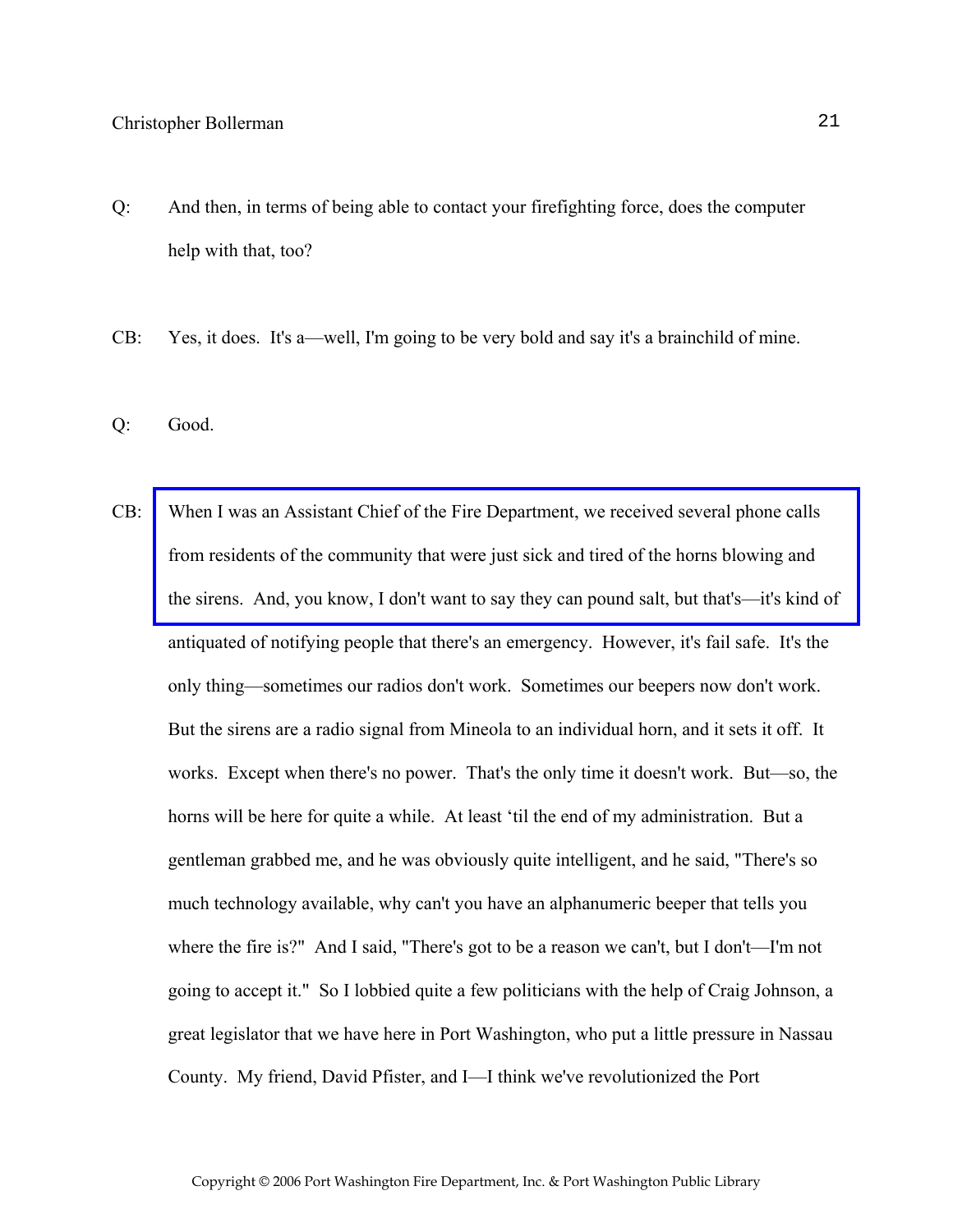Q: And then, in terms of being able to contact your firefighting force, does the computer help with that, too?

CB: Yes, it does. It's a—well, I'm going to be very bold and say it's a brainchild of mine.

Q: Good.

CB: When I was an Assistant Chief of the Fire Department, we received several phone calls from residents of the community that were just sick and tired of the horns blowing and the sirens. And, you know, I don't want to say they can pound salt, but that's—it's kind of antiquated of notifying people that there's an emergency. However, it's fail safe. It's the only thing—sometimes our radios don't work. Sometimes our beepers now don't work. But the sirens are a radio signal from Mineola to an individual horn, and it sets it off. It works. Except when there's no power. That's the only time it doesn't work. But—so, the horns will be here for quite a while. At least 'til the end of my administration. But a gentleman grabbed me, and he was obviously quite intelligent, and he said, "There's so much technology available, why can't you have an alphanumeric beeper that tells you where the fire is?" And I said, "There's got to be a reason we can't, but I don't—I'm not going to accept it." So I lobbied quite a few politicians with the help of Craig Johnson, a great legislator that we have here in Port Washington, who put a little pressure in Nassau County. My friend, David Pfister, and I—I think we've revolutionized the Port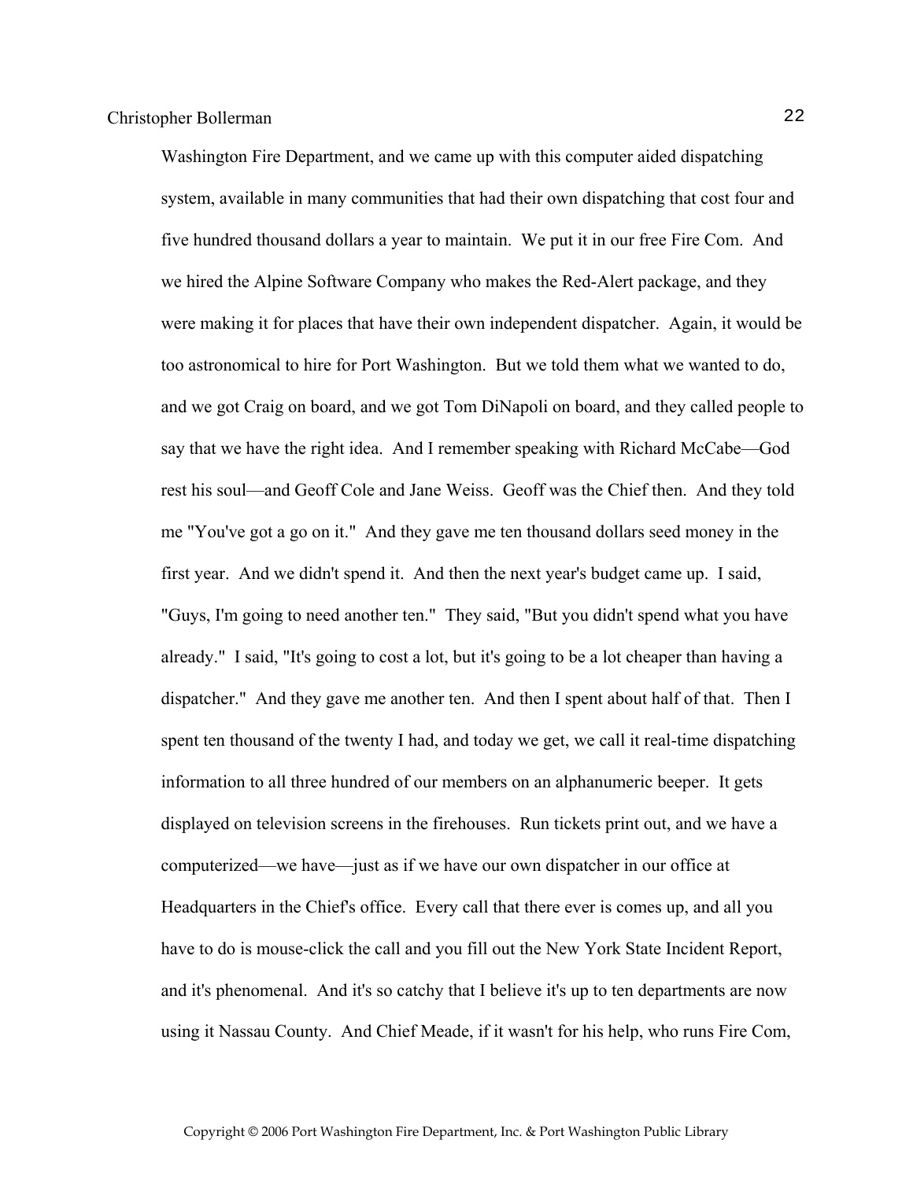Washington Fire Department, and we came up with this computer aided dispatching system, available in many communities that had their own dispatching that cost four and five hundred thousand dollars a year to maintain. We put it in our free Fire Com. And we hired the Alpine Software Company who makes the Red-Alert package, and they were making it for places that have their own independent dispatcher. Again, it would be too astronomical to hire for Port Washington. But we told them what we wanted to do, and we got Craig on board, and we got Tom DiNapoli on board, and they called people to say that we have the right idea. And I remember speaking with Richard McCabe—God rest his soul—and Geoff Cole and Jane Weiss. Geoff was the Chief then. And they told me "You've got a go on it." And they gave me ten thousand dollars seed money in the first year. And we didn't spend it. And then the next year's budget came up. I said, "Guys, I'm going to need another ten." They said, "But you didn't spend what you have already." I said, "It's going to cost a lot, but it's going to be a lot cheaper than having a dispatcher." And they gave me another ten. And then I spent about half of that. Then I spent ten thousand of the twenty I had, and today we get, we call it real-time dispatching information to all three hundred of our members on an alphanumeric beeper. It gets displayed on television screens in the firehouses. Run tickets print out, and we have a computerized—we have—just as if we have our own dispatcher in our office at Headquarters in the Chief's office. Every call that there ever is comes up, and all you have to do is mouse-click the call and you fill out the New York State Incident Report, and it's phenomenal. And it's so catchy that I believe it's up to ten departments are now using it Nassau County. And Chief Meade, if it wasn't for his help, who runs Fire Com,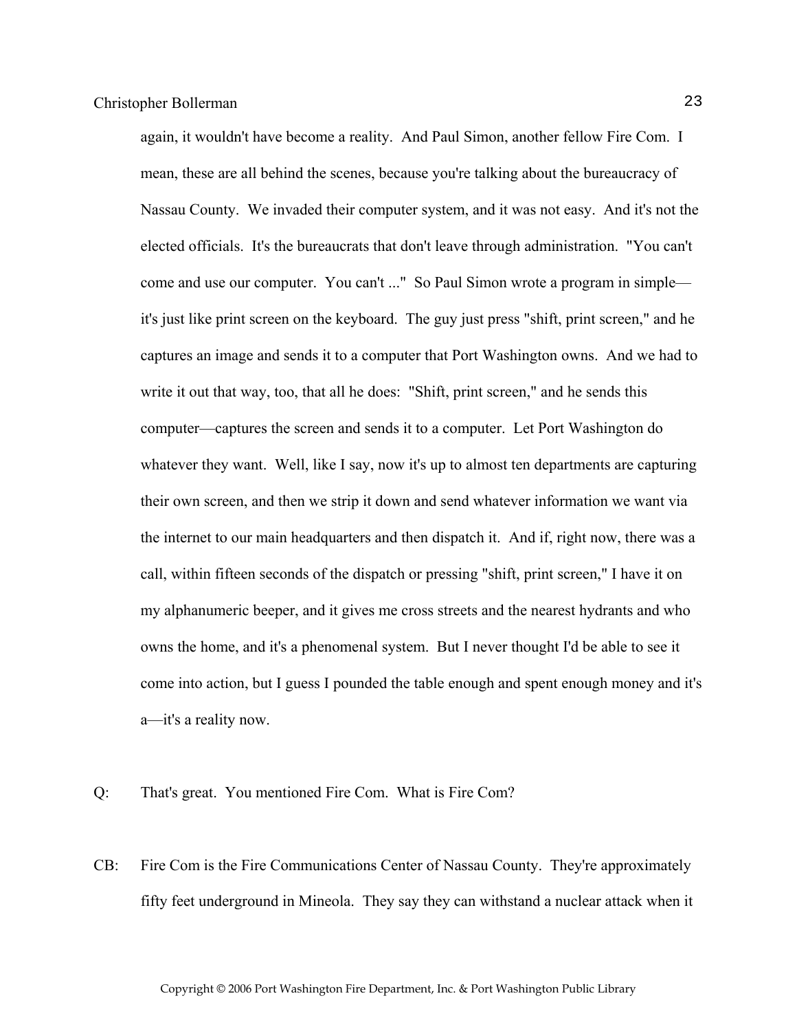again, it wouldn't have become a reality. And Paul Simon, another fellow Fire Com. I mean, these are all behind the scenes, because you're talking about the bureaucracy of Nassau County. We invaded their computer system, and it was not easy. And it's not the elected officials. It's the bureaucrats that don't leave through administration. "You can't come and use our computer. You can't ..." So Paul Simon wrote a program in simple—it's just like print screen on the keyboard. The guy just press "shift, print screen," and he captures an image and sends it to a computer that Port Washington owns. And we had to write it out that way, too, that all he does: "Shift, print screen," and he sends this computer—captures the screen and sends it to a computer. Let Port Washington do whatever they want. Well, like I say, now it's up to almost ten departments are capturing their own screen, and then we strip it down and send whatever information we want via the internet to our main headquarters and then dispatch it. And if, right now, there was a call, within fifteen seconds of the dispatch or pressing "shift, print screen," I have it on my alphanumeric beeper, and it gives me cross streets and the nearest hydrants and who owns the home, and it's a phenomenal system. But I never thought I'd be able to see it come into action, but I guess I pounded the table enough and spent enough money and it's a—it's a reality now.

Q: That's great. You mentioned Fire Com. What is Fire Com?

CB: Fire Com is the Fire Communications Center of Nassau County. They're approximately fifty feet underground in Mineola. They say they can withstand a nuclear attack when it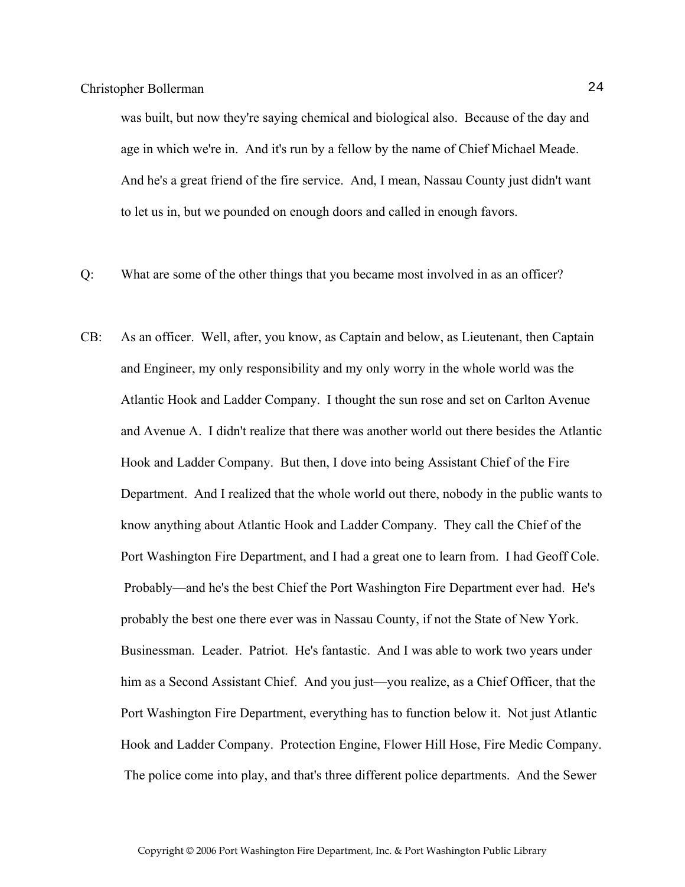was built, but now they're saying chemical and biological also. Because of the day and age in which we're in. And it's run by a fellow by the name of Chief Michael Meade. And he's a great friend of the fire service. And, I mean, Nassau County just didn't want to let us in, but we pounded on enough doors and called in enough favors.

Q: What are some of the other things that you became most involved in as an officer?

CB: As an officer. Well, after, you know, as Captain and below, as Lieutenant, then Captain and Engineer, my only responsibility and my only worry in the whole world was the Atlantic Hook and Ladder Company. I thought the sun rose and set on Carlton Avenue and Avenue A. I didn't realize that there was another world out there besides the Atlantic Hook and Ladder Company. But then, I dove into being Assistant Chief of the Fire Department. And I realized that the whole world out there, nobody in the public wants to know anything about Atlantic Hook and Ladder Company. They call the Chief of the Port Washington Fire Department, and I had a great one to learn from. I had Geoff Cole. Probably—and he's the best Chief the Port Washington Fire Department ever had. He's probably the best one there ever was in Nassau County, if not the State of New York. Businessman. Leader. Patriot. He's fantastic. And I was able to work two years under him as a Second Assistant Chief. And you just—you realize, as a Chief Officer, that the Port Washington Fire Department, everything has to function below it. Not just Atlantic Hook and Ladder Company. Protection Engine, Flower Hill Hose, Fire Medic Company. The police come into play, and that's three different police departments. And the Sewer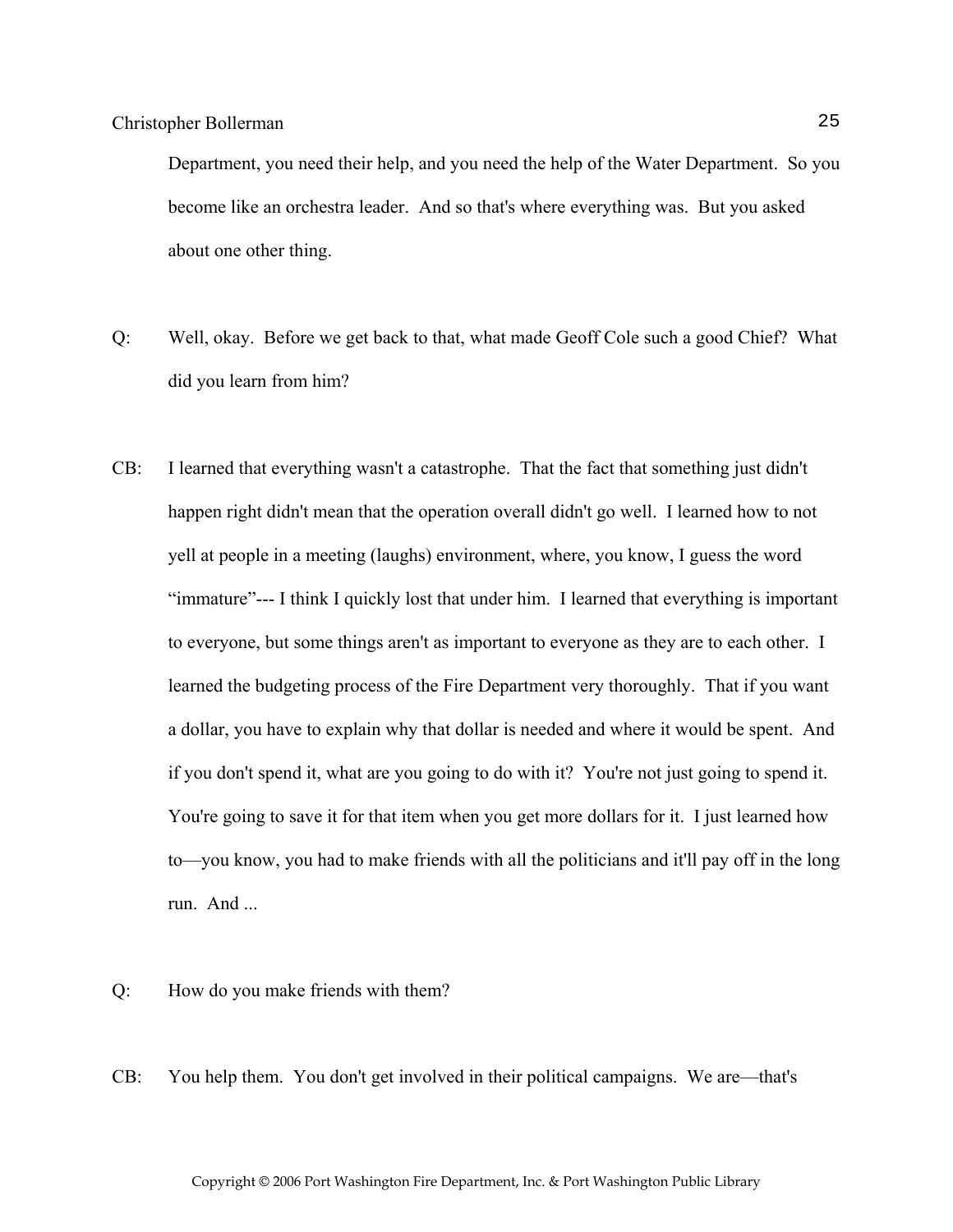Department, you need their help, and you need the help of the Water Department. So you become like an orchestra leader. And so that's where everything was. But you asked about one other thing.

Q: Well, okay. Before we get back to that, what made Geoff Cole such a good Chief? What did you learn from him?

CB: I learned that everything wasn't a catastrophe. That the fact that something just didn't happen right didn't mean that the operation overall didn't go well. I learned how to not yell at people in a meeting (laughs) environment, where, you know, I guess the word "immature"--- I think I quickly lost that under him. I learned that everything is important to everyone, but some things aren't as important to everyone as they are to each other. I learned the budgeting process of the Fire Department very thoroughly. That if you want a dollar, you have to explain why that dollar is needed and where it would be spent. And if you don't spend it, what are you going to do with it? You're not just going to spend it. You're going to save it for that item when you get more dollars for it. I just learned how to—you know, you had to make friends with all the politicians and it'll pay off in the long run. And ...

Q: How do you make friends with them?

CB: You help them. You don't get involved in their political campaigns. We are—that's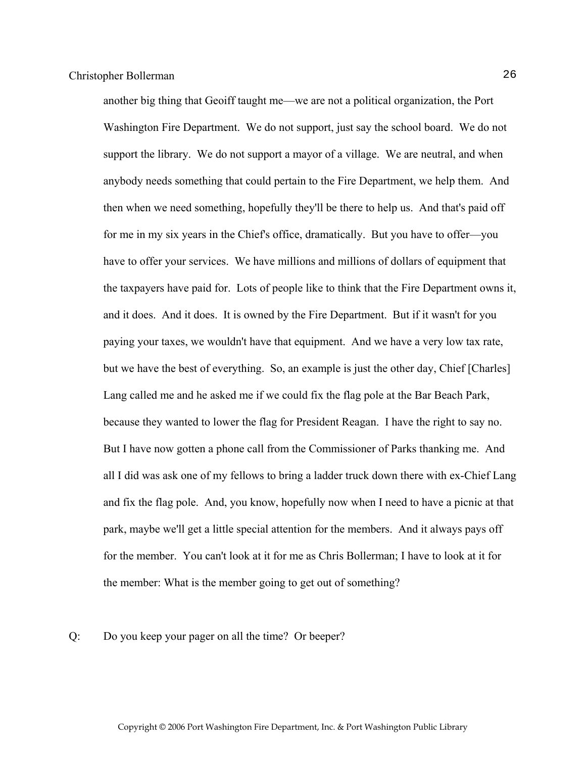another big thing that Geoiff taught me—we are not a political organization, the Port Washington Fire Department. We do not support, just say the school board. We do not support the library. We do not support a mayor of a village. We are neutral, and when anybody needs something that could pertain to the Fire Department, we help them. And then when we need something, hopefully they'll be there to help us. And that's paid off for me in my six years in the Chief's office, dramatically. But you have to offer—you have to offer your services. We have millions and millions of dollars of equipment that the taxpayers have paid for. Lots of people like to think that the Fire Department owns it, and it does. And it does. It is owned by the Fire Department. But if it wasn't for you paying your taxes, we wouldn't have that equipment. And we have a very low tax rate, but we have the best of everything. So, an example is just the other day, Chief [Charles] Lang called me and he asked me if we could fix the flag pole at the Bar Beach Park, because they wanted to lower the flag for President Reagan. I have the right to say no. But I have now gotten a phone call from the Commissioner of Parks thanking me. And all I did was ask one of my fellows to bring a ladder truck down there with ex-Chief Lang and fix the flag pole. And, you know, hopefully now when I need to have a picnic at that park, maybe we'll get a little special attention for the members. And it always pays off for the member. You can't look at it for me as Chris Bollerman; I have to look at it for the member: What is the member going to get out of something?

Q: Do you keep your pager on all the time? Or beeper?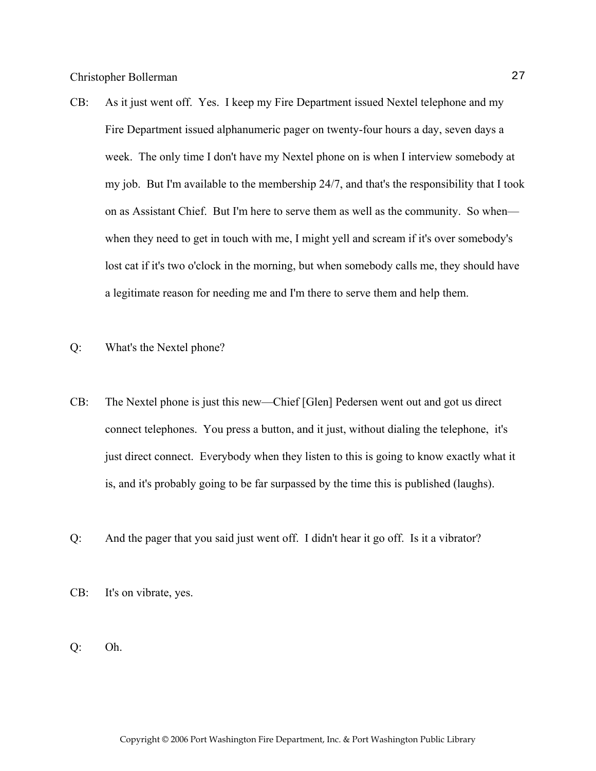CB: As it just went off. Yes. I keep my Fire Department issued Nextel telephone and my Fire Department issued alphanumeric pager on twenty-four hours a day, seven days a week. The only time I don't have my Nextel phone on is when I interview somebody at my job. But I'm available to the membership 24/7, and that's the responsibility that I took on as Assistant Chief. But I'm here to serve them as well as the community. So when—when they need to get in touch with me, I might yell and scream if it's over somebody's lost cat if it's two o'clock in the morning, but when somebody calls me, they should have a legitimate reason for needing me and I'm there to serve them and help them.

Q: What's the Nextel phone?

CB: The Nextel phone is just this new—Chief [Glen] Pedersen went out and got us direct connect telephones. You press a button, and it just, without dialing the telephone, it's just direct connect. Everybody when they listen to this is going to know exactly what it is, and it's probably going to be far surpassed by the time this is published (laughs).

Q: And the pager that you said just went off. I didn't hear it go off. Is it a vibrator?

CB: It's on vibrate, yes.

Q: Oh.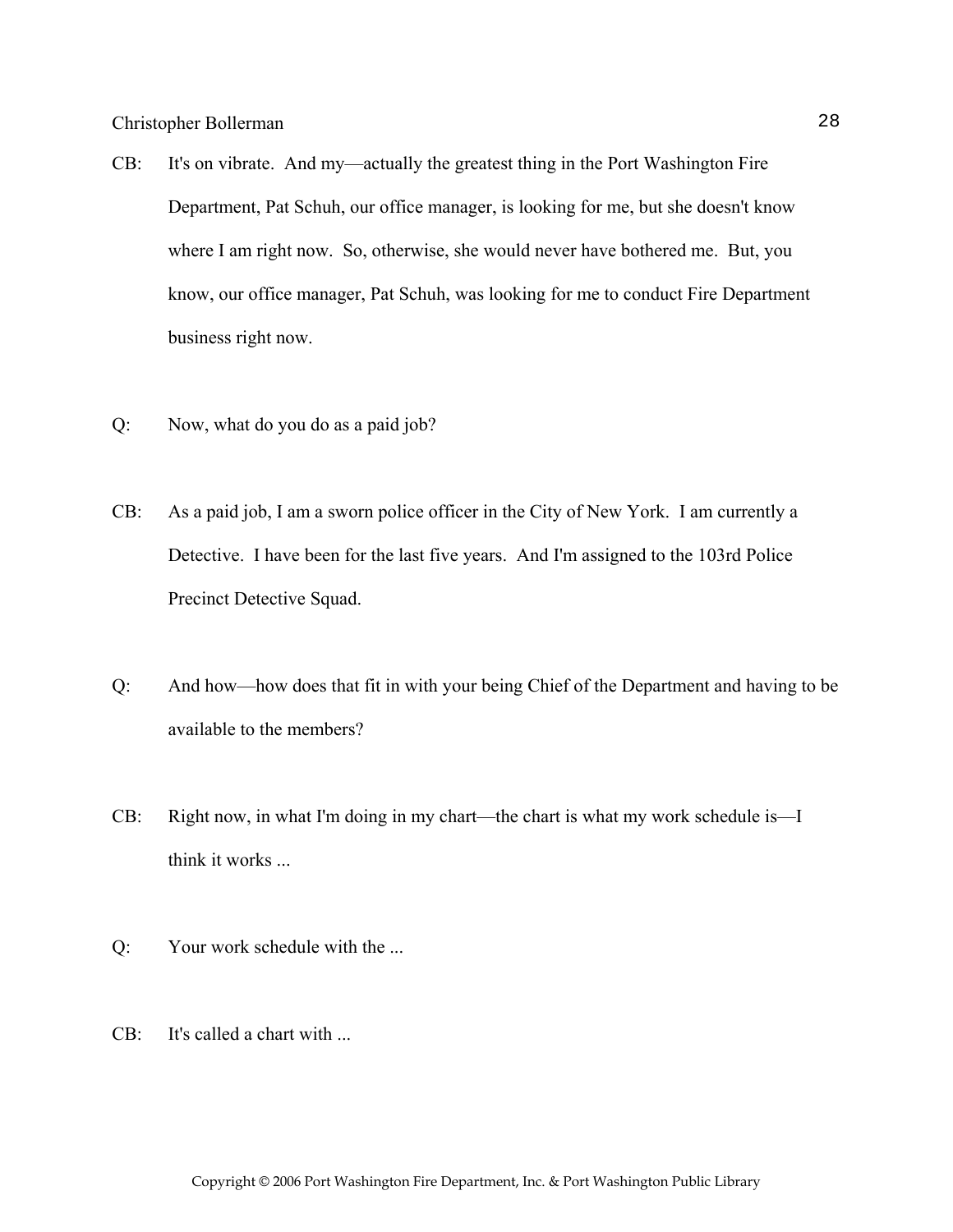CB: It's on vibrate. And my—actually the greatest thing in the Port Washington Fire Department, Pat Schuh, our office manager, is looking for me, but she doesn't know where I am right now. So, otherwise, she would never have bothered me. But, you know, our office manager, Pat Schuh, was looking for me to conduct Fire Department business right now.

Q: Now, what do you do as a paid job?

CB: As a paid job, I am a sworn police officer in the City of New York. I am currently a Detective. I have been for the last five years. And I'm assigned to the 103rd Police Precinct Detective Squad.

Q: And how—how does that fit in with your being Chief of the Department and having to be available to the members?

CB: Right now, in what I'm doing in my chart—the chart is what my work schedule is—I think it works ...

Q: Your work schedule with the ...

CB: It's called a chart with ...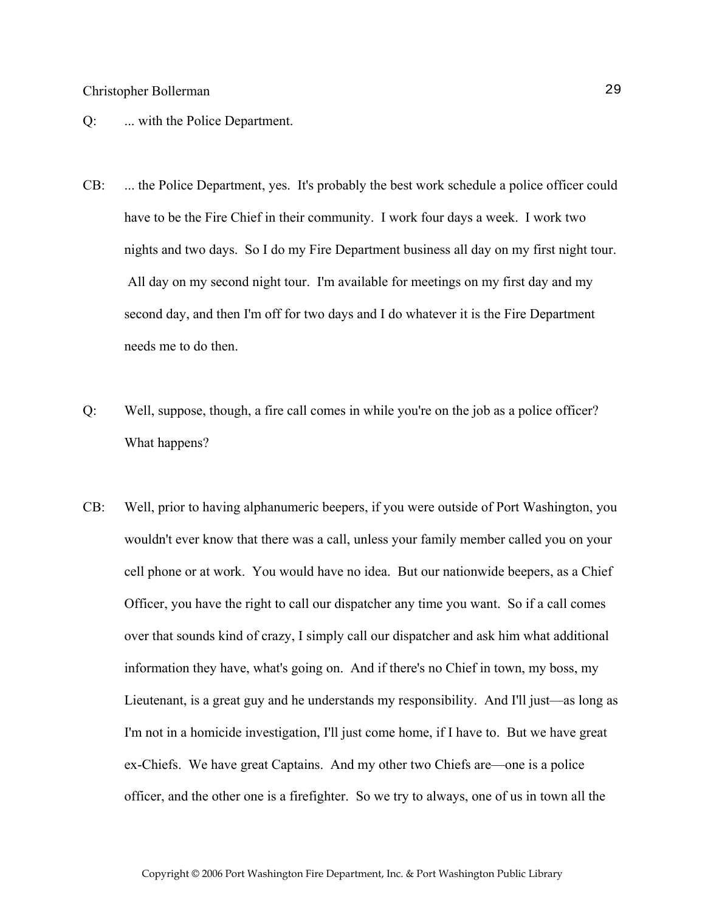Q: ... with the Police Department.

CB: ... the Police Department, yes. It's probably the best work schedule a police officer could have to be the Fire Chief in their community. I work four days a week. I work two nights and two days. So I do my Fire Department business all day on my first night tour. All day on my second night tour. I'm available for meetings on my first day and my second day, and then I'm off for two days and I do whatever it is the Fire Department needs me to do then.

Q: Well, suppose, though, a fire call comes in while you're on the job as a police officer? What happens?

CB: Well, prior to having alphanumeric beepers, if you were outside of Port Washington, you wouldn't ever know that there was a call, unless your family member called you on your cell phone or at work. You would have no idea. But our nationwide beepers, as a Chief Officer, you have the right to call our dispatcher any time you want. So if a call comes over that sounds kind of crazy, I simply call our dispatcher and ask him what additional information they have, what's going on. And if there's no Chief in town, my boss, my Lieutenant, is a great guy and he understands my responsibility. And I'll just—as long as I'm not in a homicide investigation, I'll just come home, if I have to. But we have great ex-Chiefs. We have great Captains. And my other two Chiefs are—one is a police officer, and the other one is a firefighter. So we try to always, one of us in town all the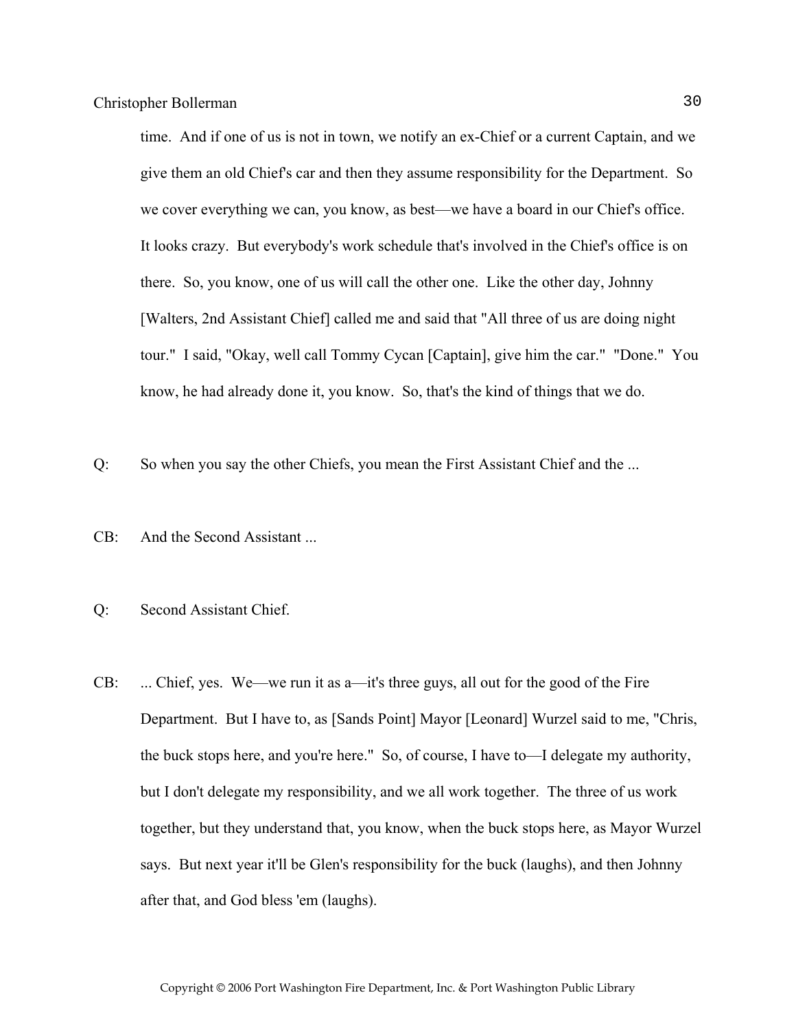time. And if one of us is not in town, we notify an ex-Chief or a current Captain, and we give them an old Chief's car and then they assume responsibility for the Department. So we cover everything we can, you know, as best—we have a board in our Chief's office. It looks crazy. But everybody's work schedule that's involved in the Chief's office is on there. So, you know, one of us will call the other one. Like the other day, Johnny [Walters, 2nd Assistant Chief] called me and said that "All three of us are doing night tour." I said, "Okay, well call Tommy Cycan [Captain], give him the car." "Done." You know, he had already done it, you know. So, that's the kind of things that we do.

Q: So when you say the other Chiefs, you mean the First Assistant Chief and the ...

CB: And the Second Assistant ...

Q: Second Assistant Chief.

CB: ... Chief, yes. We—we run it as a—it's three guys, all out for the good of the Fire Department. But I have to, as [Sands Point] Mayor [Leonard] Wurzel said to me, "Chris, the buck stops here, and you're here." So, of course, I have to—I delegate my authority, but I don't delegate my responsibility, and we all work together. The three of us work together, but they understand that, you know, when the buck stops here, as Mayor Wurzel says. But next year it'll be Glen's responsibility for the buck (laughs), and then Johnny after that, and God bless 'em (laughs).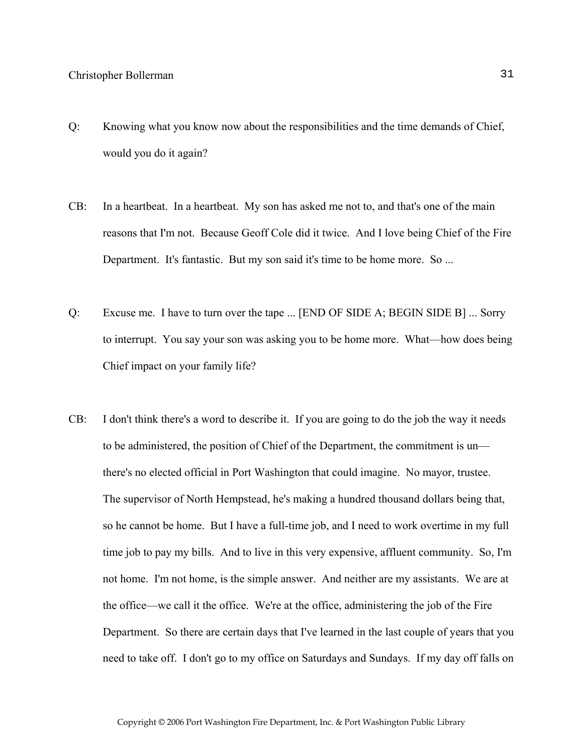Q: Knowing what you know now about the responsibilities and the time demands of Chief, would you do it again?

CB: In a heartbeat. In a heartbeat. My son has asked me not to, and that's one of the main reasons that I'm not. Because Geoff Cole did it twice. And I love being Chief of the Fire Department. It's fantastic. But my son said it's time to be home more. So ...

Q: Excuse me. I have to turn over the tape ... [END OF SIDE A; BEGIN SIDE B] ... Sorry to interrupt. You say your son was asking you to be home more. What—how does being Chief impact on your family life?

CB: I don't think there's a word to describe it. If you are going to do the job the way it needs to be administered, the position of Chief of the Department, the commitment is un—there's no elected official in Port Washington that could imagine. No mayor, trustee. The supervisor of North Hempstead, he's making a hundred thousand dollars being that, so he cannot be home. But I have a full-time job, and I need to work overtime in my full time job to pay my bills. And to live in this very expensive, affluent community. So, I'm not home. I'm not home, is the simple answer. And neither are my assistants. We are at the office—we call it the office. We're at the office, administering the job of the Fire Department. So there are certain days that I've learned in the last couple of years that you need to take off. I don't go to my office on Saturdays and Sundays. If my day off falls on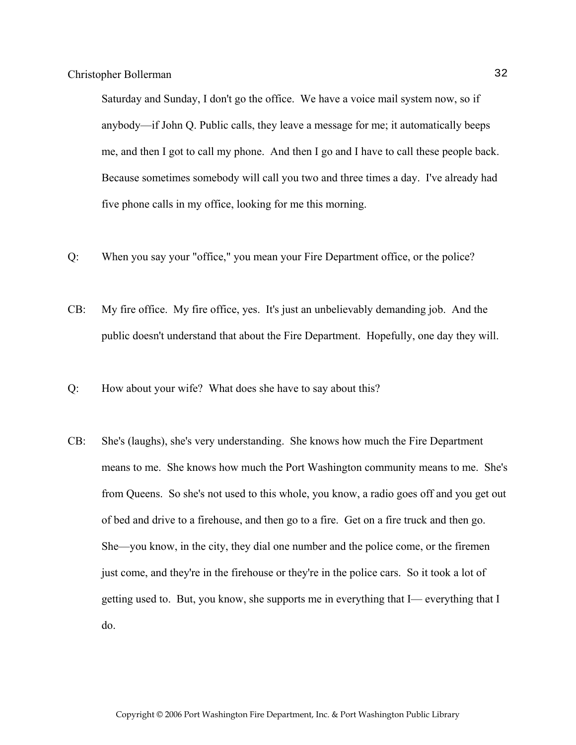Saturday and Sunday, I don't go the office. We have a voice mail system now, so if anybody—if John Q. Public calls, they leave a message for me; it automatically beeps me, and then I got to call my phone. And then I go and I have to call these people back. Because sometimes somebody will call you two and three times a day. I've already had five phone calls in my office, looking for me this morning.

Q: When you say your "office," you mean your Fire Department office, or the police?

CB: My fire office. My fire office, yes. It's just an unbelievably demanding job. And the public doesn't understand that about the Fire Department. Hopefully, one day they will.

Q: How about your wife? What does she have to say about this?

CB: She's (laughs), she's very understanding. She knows how much the Fire Department means to me. She knows how much the Port Washington community means to me. She's from Queens. So she's not used to this whole, you know, a radio goes off and you get out of bed and drive to a firehouse, and then go to a fire. Get on a fire truck and then go. She—you know, in the city, they dial one number and the police come, or the firemen just come, and they're in the firehouse or they're in the police cars. So it took a lot of getting used to. But, you know, she supports me in everything that I— everything that I do.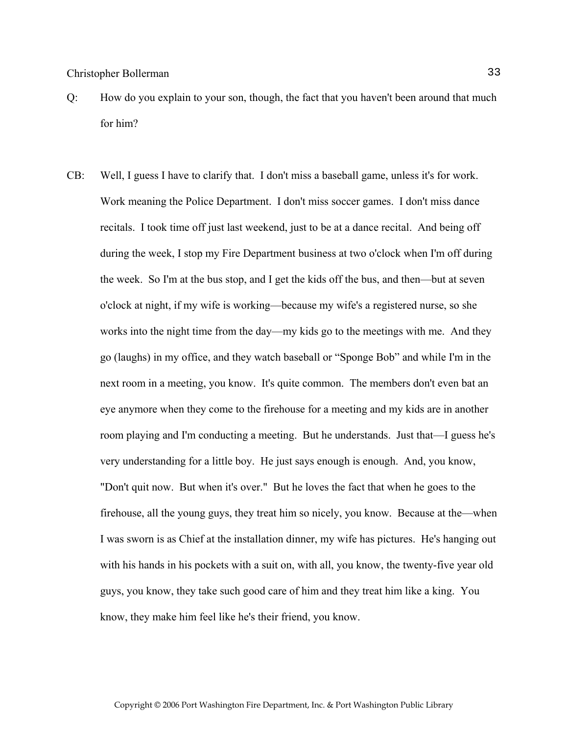Q: How do you explain to your son, though, the fact that you haven't been around that much for him?

CB: Well, I guess I have to clarify that. I don't miss a baseball game, unless it's for work. Work meaning the Police Department. I don't miss soccer games. I don't miss dance recitals. I took time off just last weekend, just to be at a dance recital. And being off during the week, I stop my Fire Department business at two o'clock when I'm off during the week. So I'm at the bus stop, and I get the kids off the bus, and then—but at seven o'clock at night, if my wife is working—because my wife's a registered nurse, so she works into the night time from the day—my kids go to the meetings with me. And they go (laughs) in my office, and they watch baseball or "Sponge Bob" and while I'm in the next room in a meeting, you know. It's quite common. The members don't even bat an eye anymore when they come to the firehouse for a meeting and my kids are in another room playing and I'm conducting a meeting. But he understands. Just that—I guess he's very understanding for a little boy. He just says enough is enough. And, you know, "Don't quit now. But when it's over." But he loves the fact that when he goes to the firehouse, all the young guys, they treat him so nicely, you know. Because at the—when I was sworn is as Chief at the installation dinner, my wife has pictures. He's hanging out with his hands in his pockets with a suit on, with all, you know, the twenty-five year old guys, you know, they take such good care of him and they treat him like a king. You know, they make him feel like he's their friend, you know.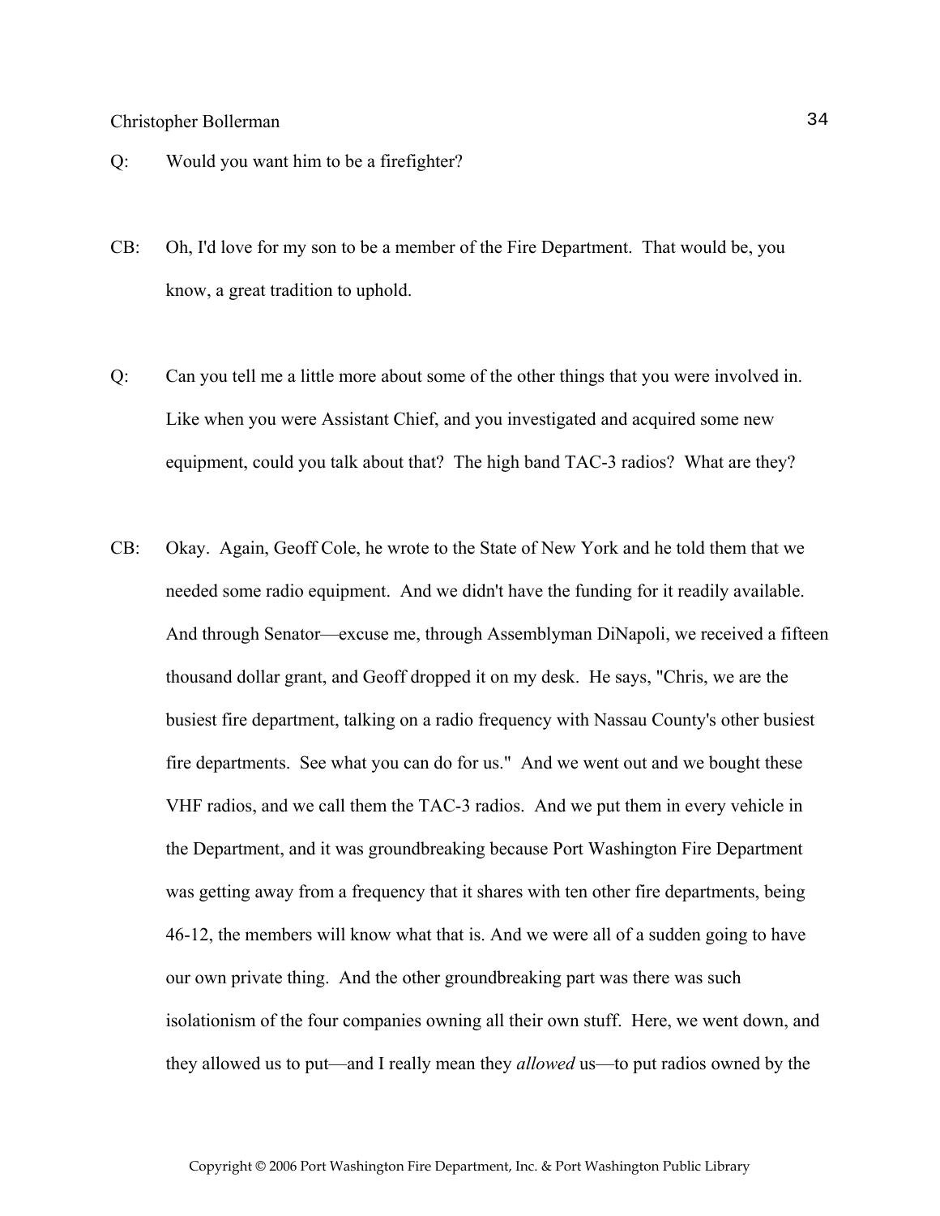Q: Would you want him to be a firefighter?

CB: Oh, I'd love for my son to be a member of the Fire Department. That would be, you know, a great tradition to uphold.

Q: Can you tell me a little more about some of the other things that you were involved in. Like when you were Assistant Chief, and you investigated and acquired some new equipment, could you talk about that? The high band TAC-3 radios? What are they?

CB: Okay. Again, Geoff Cole, he wrote to the State of New York and he told them that we needed some radio equipment. And we didn't have the funding for it readily available. And through Senator—excuse me, through Assemblyman DiNapoli, we received a fifteen thousand dollar grant, and Geoff dropped it on my desk. He says, "Chris, we are the busiest fire department, talking on a radio frequency with Nassau County's other busiest fire departments. See what you can do for us." And we went out and we bought these VHF radios, and we call them the TAC-3 radios. And we put them in every vehicle in the Department, and it was groundbreaking because Port Washington Fire Department was getting away from a frequency that it shares with ten other fire departments, being 46-12, the members will know what that is. And we were all of a sudden going to have our own private thing. And the other groundbreaking part was there was such isolationism of the four companies owning all their own stuff. Here, we went down, and they allowed us to put—and I really mean they *allowed* us—to put radios owned by the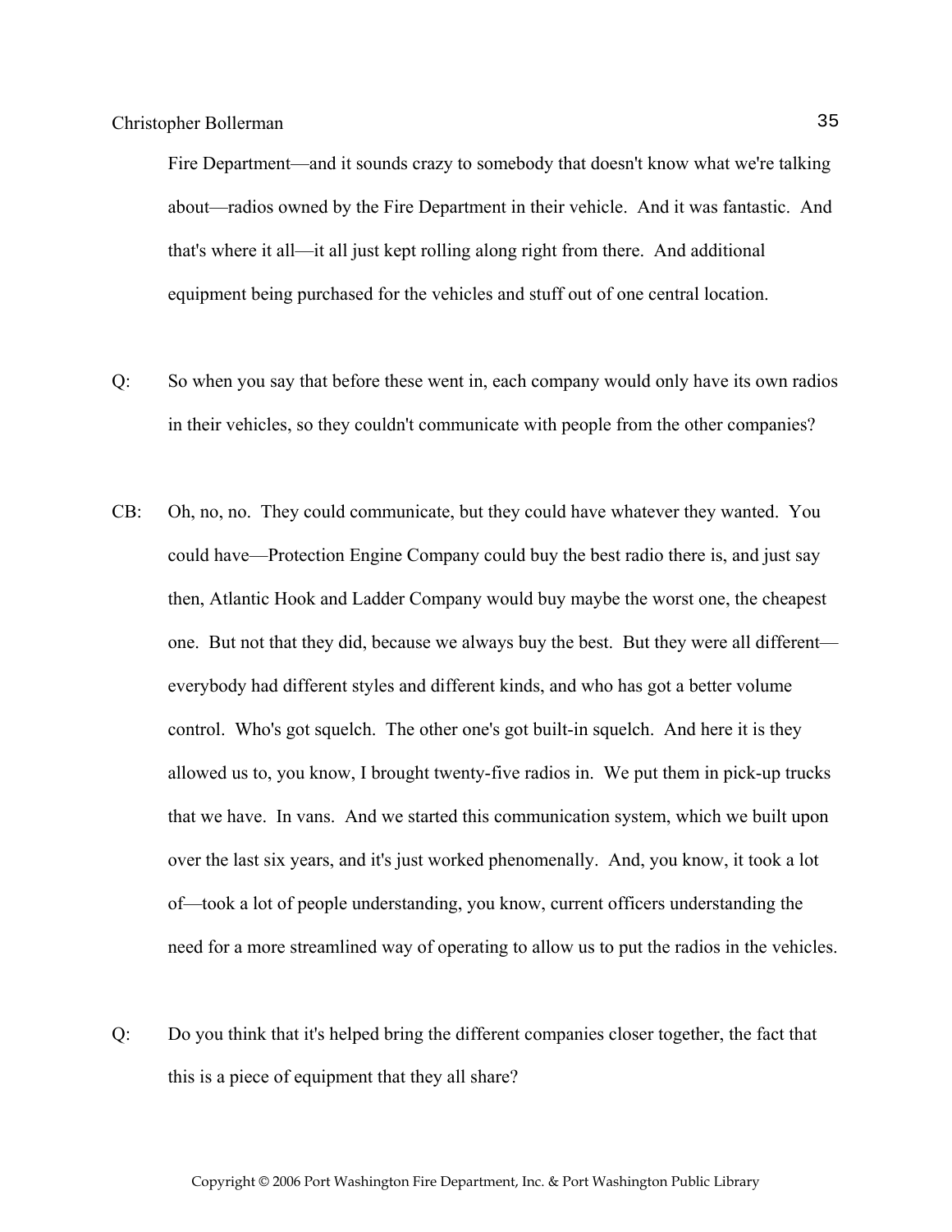Fire Department—and it sounds crazy to somebody that doesn't know what we're talking about—radios owned by the Fire Department in their vehicle. And it was fantastic. And that's where it all—it all just kept rolling along right from there. And additional equipment being purchased for the vehicles and stuff out of one central location.

Q: So when you say that before these went in, each company would only have its own radios in their vehicles, so they couldn't communicate with people from the other companies?

CB: Oh, no, no. They could communicate, but they could have whatever they wanted. You could have—Protection Engine Company could buy the best radio there is, and just say then, Atlantic Hook and Ladder Company would buy maybe the worst one, the cheapest one. But not that they did, because we always buy the best. But they were all different—everybody had different styles and different kinds, and who has got a better volume control. Who's got squelch. The other one's got built-in squelch. And here it is they allowed us to, you know, I brought twenty-five radios in. We put them in pick-up trucks that we have. In vans. And we started this communication system, which we built upon over the last six years, and it's just worked phenomenally. And, you know, it took a lot of—took a lot of people understanding, you know, current officers understanding the need for a more streamlined way of operating to allow us to put the radios in the vehicles.

Q: Do you think that it's helped bring the different companies closer together, the fact that this is a piece of equipment that they all share?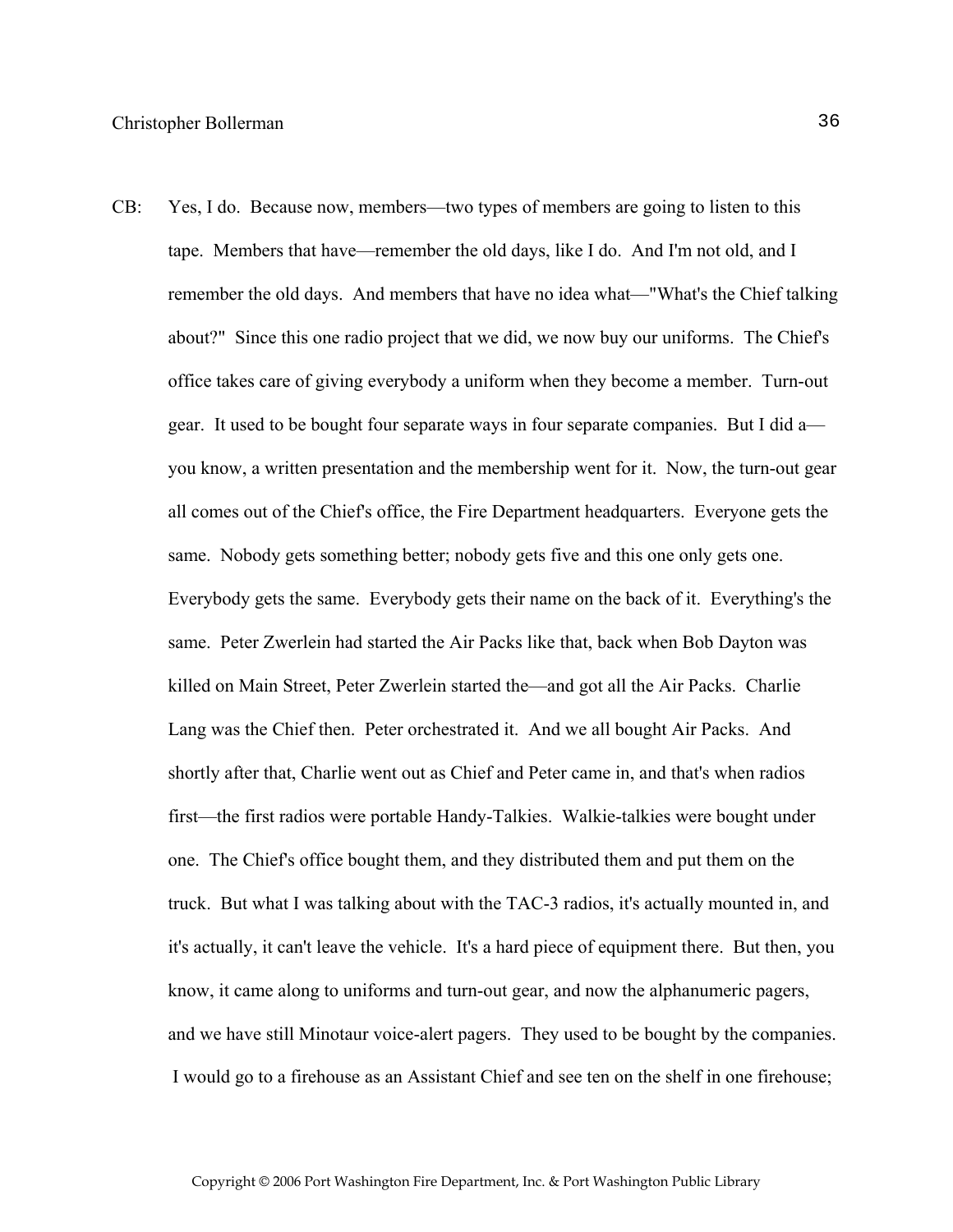CB: Yes, I do. Because now, members—two types of members are going to listen to this tape. Members that have—remember the old days, like I do. And I'm not old, and I remember the old days. And members that have no idea what—"What's the Chief talking about?" Since this one radio project that we did, we now buy our uniforms. The Chief's office takes care of giving everybody a uniform when they become a member. Turn-out gear. It used to be bought four separate ways in four separate companies. But I did a—you know, a written presentation and the membership went for it. Now, the turn-out gear all comes out of the Chief's office, the Fire Department headquarters. Everyone gets the same. Nobody gets something better; nobody gets five and this one only gets one. Everybody gets the same. Everybody gets their name on the back of it. Everything's the same. Peter Zwerlein had started the Air Packs like that, back when Bob Dayton was killed on Main Street, Peter Zwerlein started the—and got all the Air Packs. Charlie Lang was the Chief then. Peter orchestrated it. And we all bought Air Packs. And shortly after that, Charlie went out as Chief and Peter came in, and that's when radios first—the first radios were portable Handy-Talkies. Walkie-talkies were bought under one. The Chief's office bought them, and they distributed them and put them on the truck. But what I was talking about with the TAC-3 radios, it's actually mounted in, and it's actually, it can't leave the vehicle. It's a hard piece of equipment there. But then, you know, it came along to uniforms and turn-out gear, and now the alphanumeric pagers, and we have still Minotaur voice-alert pagers. They used to be bought by the companies. I would go to a firehouse as an Assistant Chief and see ten on the shelf in one firehouse;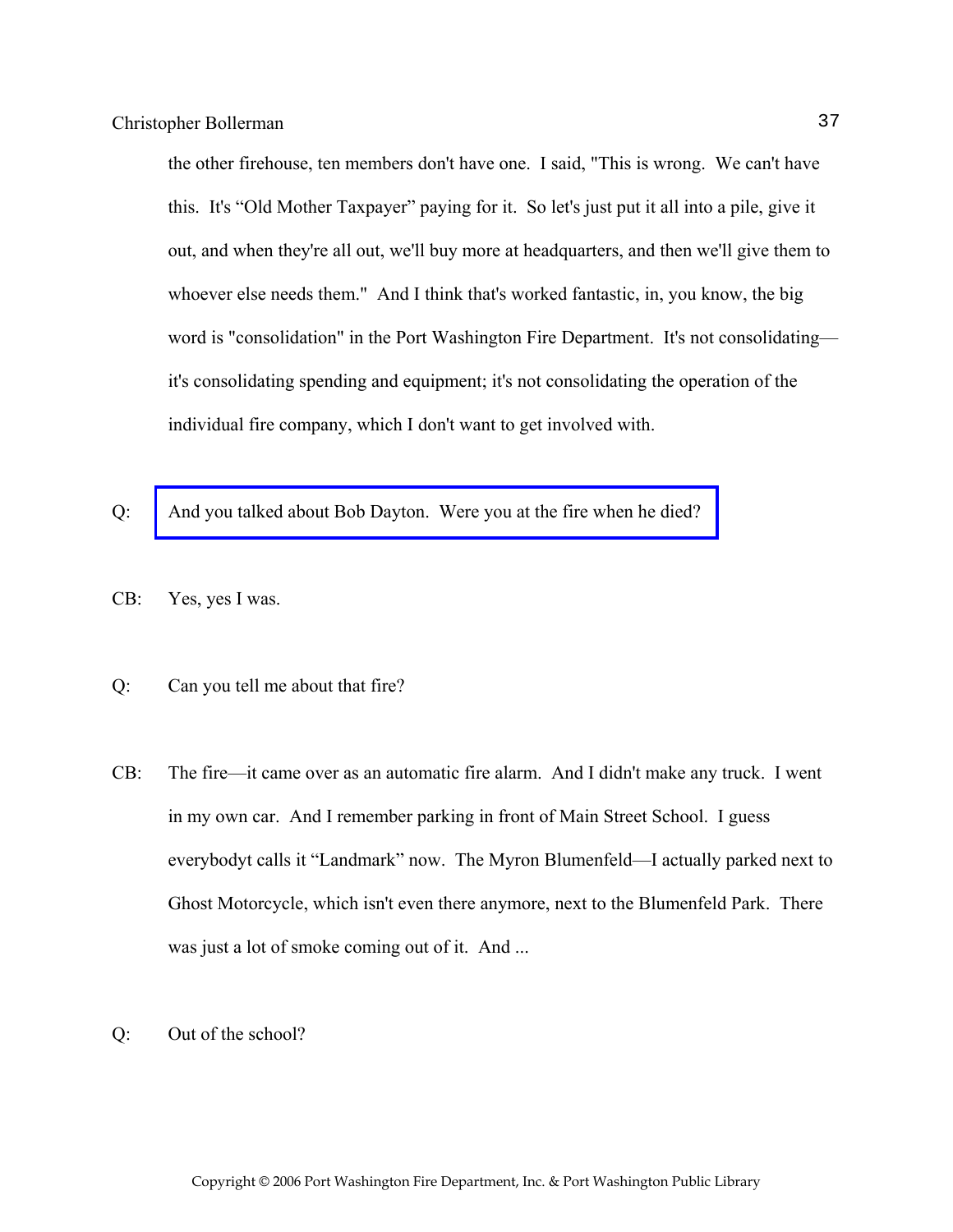the other firehouse, ten members don't have one. I said, "This is wrong. We can't have this. It's "Old Mother Taxpayer" paying for it. So let's just put it all into a pile, give it out, and when they're all out, we'll buy more at headquarters, and then we'll give them to whoever else needs them." And I think that's worked fantastic, in, you know, the big word is "consolidation" in the Port Washington Fire Department. It's not consolidating—it's consolidating spending and equipment; it's not consolidating the operation of the individual fire company, which I don't want to get involved with.

Q: And you talked about Bob Dayton. Were you at the fire when he died?

CB: Yes, yes I was.

Q: Can you tell me about that fire?

CB: The fire—it came over as an automatic fire alarm. And I didn't make any truck. I went in my own car. And I remember parking in front of Main Street School. I guess everybodyt calls it "Landmark" now. The Myron Blumenfeld—I actually parked next to Ghost Motorcycle, which isn't even there anymore, next to the Blumenfeld Park. There was just a lot of smoke coming out of it. And ...

Q: Out of the school?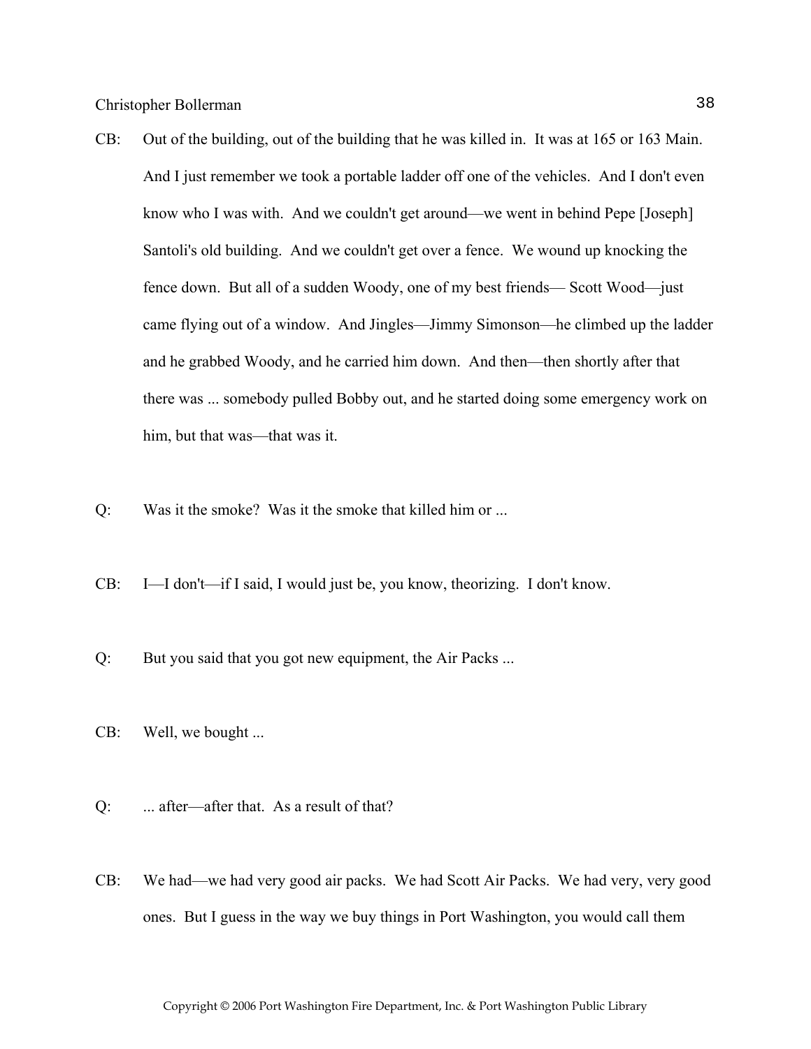CB: Out of the building, out of the building that he was killed in. It was at 165 or 163 Main. And I just remember we took a portable ladder off one of the vehicles. And I don't even know who I was with. And we couldn't get around—we went in behind Pepe [Joseph] Santoli's old building. And we couldn't get over a fence. We wound up knocking the fence down. But all of a sudden Woody, one of my best friends— Scott Wood—just came flying out of a window. And Jingles—Jimmy Simonson—he climbed up the ladder and he grabbed Woody, and he carried him down. And then—then shortly after that there was ... somebody pulled Bobby out, and he started doing some emergency work on him, but that was—that was it.

Q: Was it the smoke? Was it the smoke that killed him or ...

CB: I—I don't—if I said, I would just be, you know, theorizing. I don't know.

Q: But you said that you got new equipment, the Air Packs ...

CB: Well, we bought ...

Q: ... after—after that. As a result of that?

CB: We had—we had very good air packs. We had Scott Air Packs. We had very, very good ones. But I guess in the way we buy things in Port Washington, you would call them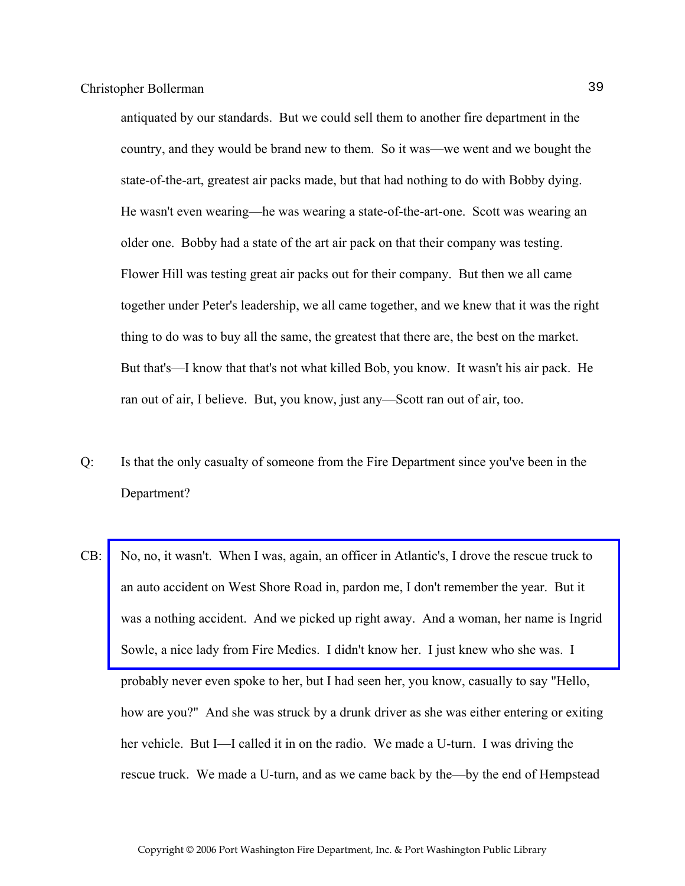antiquated by our standards. But we could sell them to another fire department in the country, and they would be brand new to them. So it was—we went and we bought the state-of-the-art, greatest air packs made, but that had nothing to do with Bobby dying. He wasn't even wearing—he was wearing a state-of-the-art-one. Scott was wearing an older one. Bobby had a state of the art air pack on that their company was testing. Flower Hill was testing great air packs out for their company. But then we all came together under Peter's leadership, we all came together, and we knew that it was the right thing to do was to buy all the same, the greatest that there are, the best on the market. But that's—I know that that's not what killed Bob, you know. It wasn't his air pack. He ran out of air, I believe. But, you know, just any—Scott ran out of air, too.

Q: Is that the only casualty of someone from the Fire Department since you've been in the Department?

CB: No, no, it wasn't. When I was, again, an officer in Atlantic's, I drove the rescue truck to an auto accident on West Shore Road in, pardon me, I don't remember the year. But it was a nothing accident. And we picked up right away. And a woman, her name is Ingrid Sowle, a nice lady from Fire Medics. I didn't know her. I just knew who she was. I probably never even spoke to her, but I had seen her, you know, casually to say "Hello, how are you?" And she was struck by a drunk driver as she was either entering or exiting her vehicle. But I—I called it in on the radio. We made a U-turn. I was driving the rescue truck. We made a U-turn, and as we came back by the—by the end of Hempstead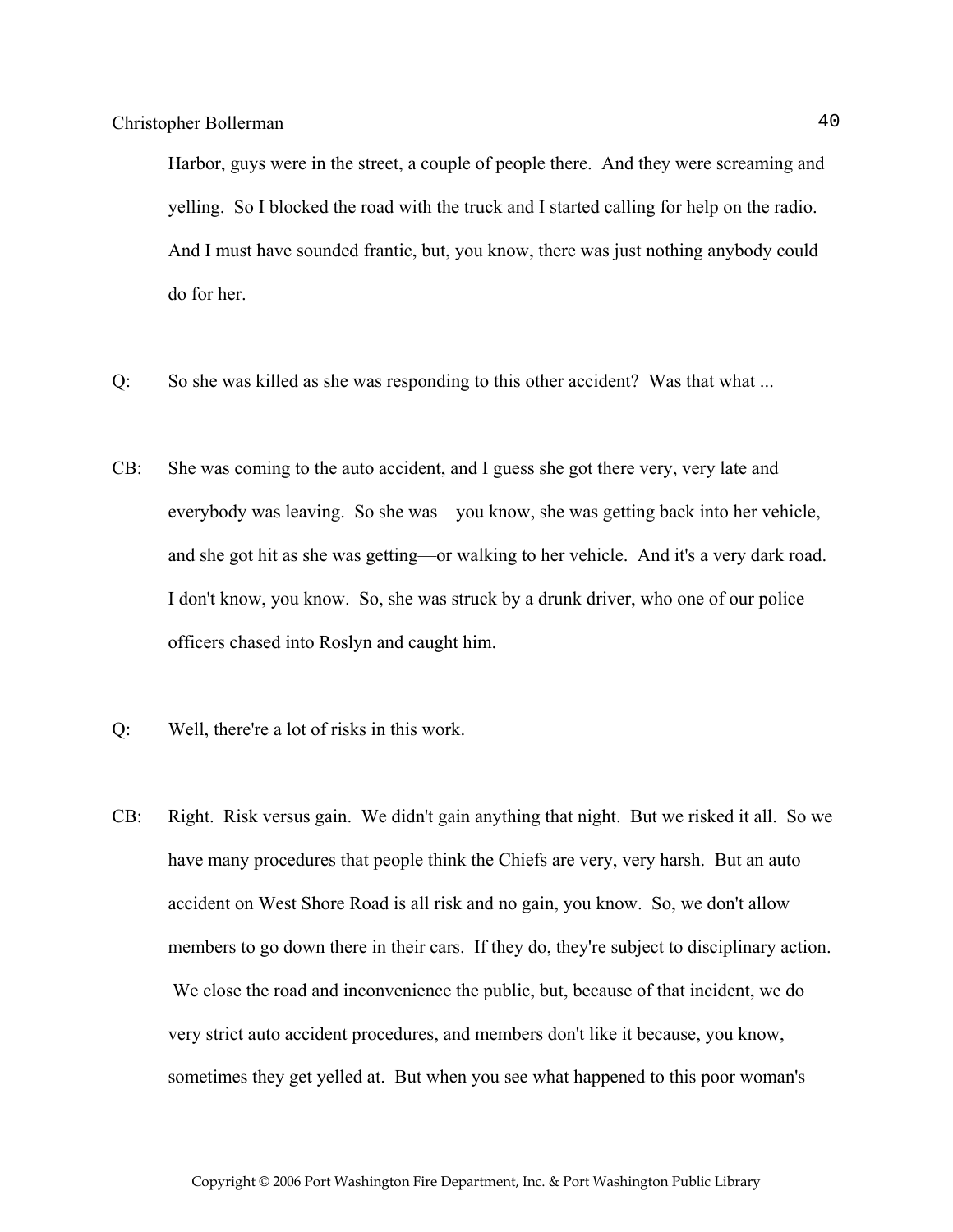Harbor, guys were in the street, a couple of people there. And they were screaming and yelling. So I blocked the road with the truck and I started calling for help on the radio. And I must have sounded frantic, but, you know, there was just nothing anybody could do for her.

Q: So she was killed as she was responding to this other accident? Was that what ...

CB: She was coming to the auto accident, and I guess she got there very, very late and everybody was leaving. So she was—you know, she was getting back into her vehicle, and she got hit as she was getting—or walking to her vehicle. And it's a very dark road. I don't know, you know. So, she was struck by a drunk driver, who one of our police officers chased into Roslyn and caught him.

Q: Well, there're a lot of risks in this work.

CB: Right. Risk versus gain. We didn't gain anything that night. But we risked it all. So we have many procedures that people think the Chiefs are very, very harsh. But an auto accident on West Shore Road is all risk and no gain, you know. So, we don't allow members to go down there in their cars. If they do, they're subject to disciplinary action. We close the road and inconvenience the public, but, because of that incident, we do very strict auto accident procedures, and members don't like it because, you know, sometimes they get yelled at. But when you see what happened to this poor woman's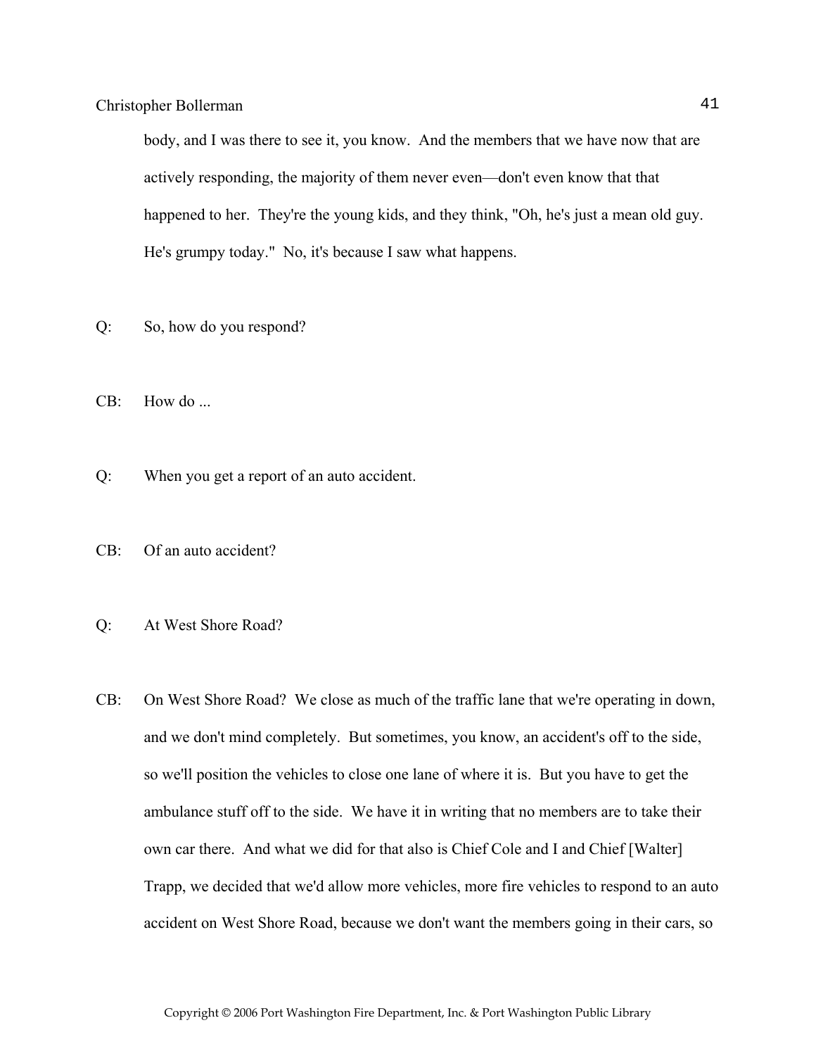body, and I was there to see it, you know. And the members that we have now that are actively responding, the majority of them never even—don't even know that that happened to her. They're the young kids, and they think, "Oh, he's just a mean old guy. He's grumpy today." No, it's because I saw what happens.

Q: So, how do you respond?

CB: How do ...

Q: When you get a report of an auto accident.

CB: Of an auto accident?

Q: At West Shore Road?

CB: On West Shore Road? We close as much of the traffic lane that we're operating in down, and we don't mind completely. But sometimes, you know, an accident's off to the side, so we'll position the vehicles to close one lane of where it is. But you have to get the ambulance stuff off to the side. We have it in writing that no members are to take their own car there. And what we did for that also is Chief Cole and I and Chief [Walter] Trapp, we decided that we'd allow more vehicles, more fire vehicles to respond to an auto accident on West Shore Road, because we don't want the members going in their cars, so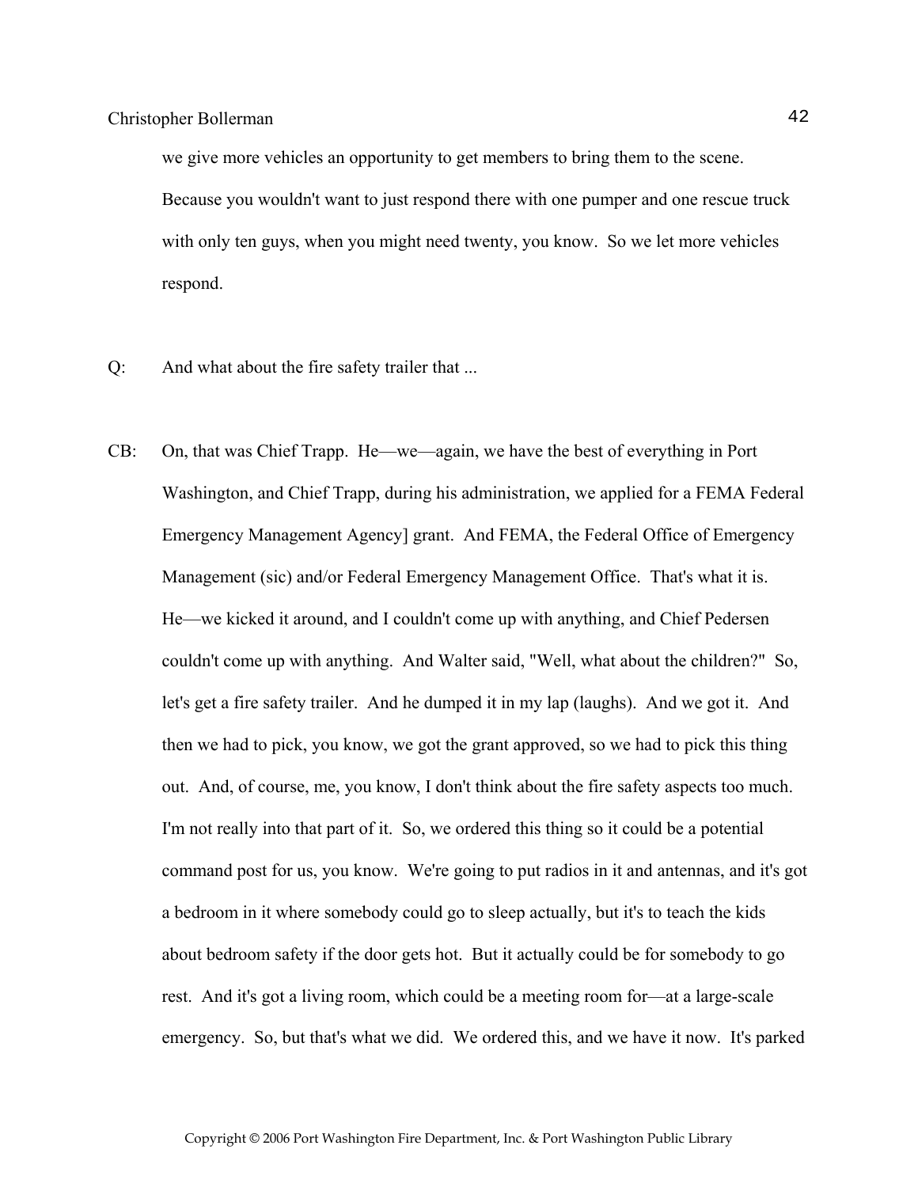we give more vehicles an opportunity to get members to bring them to the scene. Because you wouldn't want to just respond there with one pumper and one rescue truck with only ten guys, when you might need twenty, you know. So we let more vehicles respond.

Q: And what about the fire safety trailer that ...

CB: On, that was Chief Trapp. He—we—again, we have the best of everything in Port Washington, and Chief Trapp, during his administration, we applied for a FEMA Federal Emergency Management Agency] grant. And FEMA, the Federal Office of Emergency Management (sic) and/or Federal Emergency Management Office. That's what it is. He—we kicked it around, and I couldn't come up with anything, and Chief Pedersen couldn't come up with anything. And Walter said, "Well, what about the children?" So, let's get a fire safety trailer. And he dumped it in my lap (laughs). And we got it. And then we had to pick, you know, we got the grant approved, so we had to pick this thing out. And, of course, me, you know, I don't think about the fire safety aspects too much. I'm not really into that part of it. So, we ordered this thing so it could be a potential command post for us, you know. We're going to put radios in it and antennas, and it's got a bedroom in it where somebody could go to sleep actually, but it's to teach the kids about bedroom safety if the door gets hot. But it actually could be for somebody to go rest. And it's got a living room, which could be a meeting room for—at a large-scale emergency. So, but that's what we did. We ordered this, and we have it now. It's parked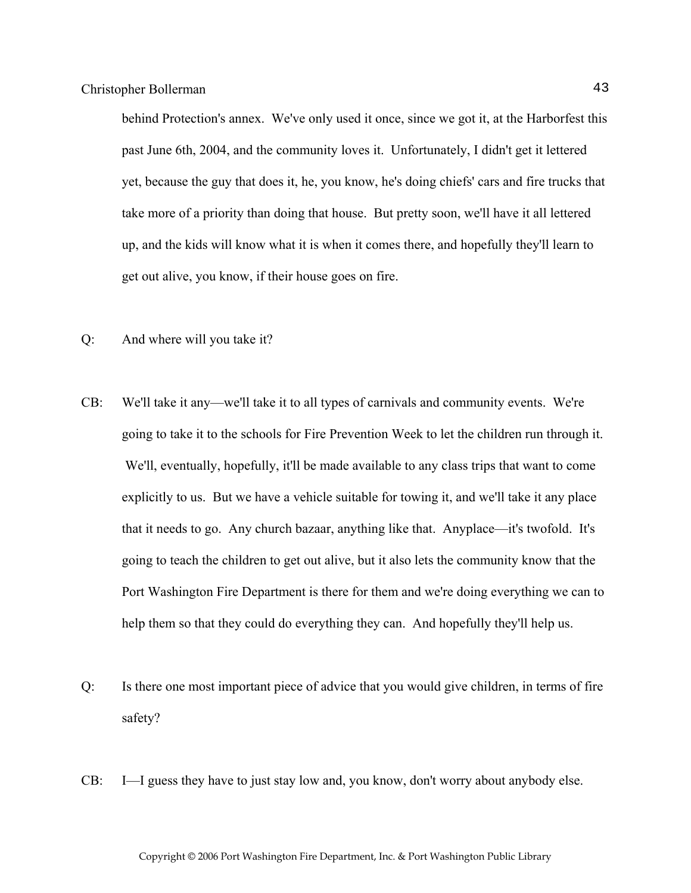behind Protection's annex. We've only used it once, since we got it, at the Harborfest this past June 6th, 2004, and the community loves it. Unfortunately, I didn't get it lettered yet, because the guy that does it, he, you know, he's doing chiefs' cars and fire trucks that take more of a priority than doing that house. But pretty soon, we'll have it all lettered up, and the kids will know what it is when it comes there, and hopefully they'll learn to get out alive, you know, if their house goes on fire.

Q: And where will you take it?

CB: We'll take it any—we'll take it to all types of carnivals and community events. We're going to take it to the schools for Fire Prevention Week to let the children run through it. We'll, eventually, hopefully, it'll be made available to any class trips that want to come explicitly to us. But we have a vehicle suitable for towing it, and we'll take it any place that it needs to go. Any church bazaar, anything like that. Anyplace—it's twofold. It's going to teach the children to get out alive, but it also lets the community know that the Port Washington Fire Department is there for them and we're doing everything we can to help them so that they could do everything they can. And hopefully they'll help us.

Q: Is there one most important piece of advice that you would give children, in terms of fire safety?

CB: I—I guess they have to just stay low and, you know, don't worry about anybody else.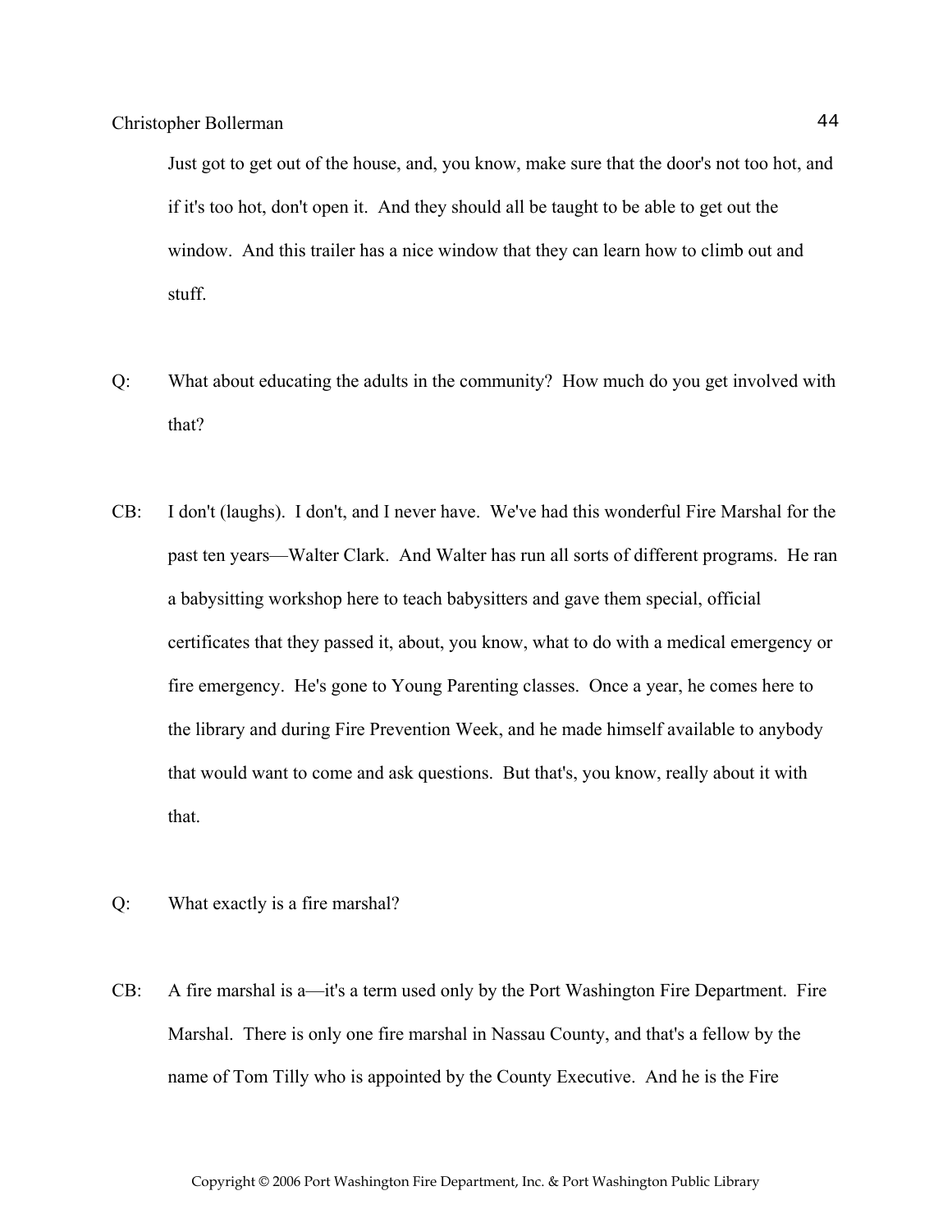Just got to get out of the house, and, you know, make sure that the door's not too hot, and if it's too hot, don't open it. And they should all be taught to be able to get out the window. And this trailer has a nice window that they can learn how to climb out and stuff.

Q: What about educating the adults in the community? How much do you get involved with that?

CB: I don't (laughs). I don't, and I never have. We've had this wonderful Fire Marshal for the past ten years—Walter Clark. And Walter has run all sorts of different programs. He ran a babysitting workshop here to teach babysitters and gave them special, official certificates that they passed it, about, you know, what to do with a medical emergency or fire emergency. He's gone to Young Parenting classes. Once a year, he comes here to the library and during Fire Prevention Week, and he made himself available to anybody that would want to come and ask questions. But that's, you know, really about it with that.

Q: What exactly is a fire marshal?

CB: A fire marshal is a—it's a term used only by the Port Washington Fire Department. Fire Marshal. There is only one fire marshal in Nassau County, and that's a fellow by the name of Tom Tilly who is appointed by the County Executive. And he is the Fire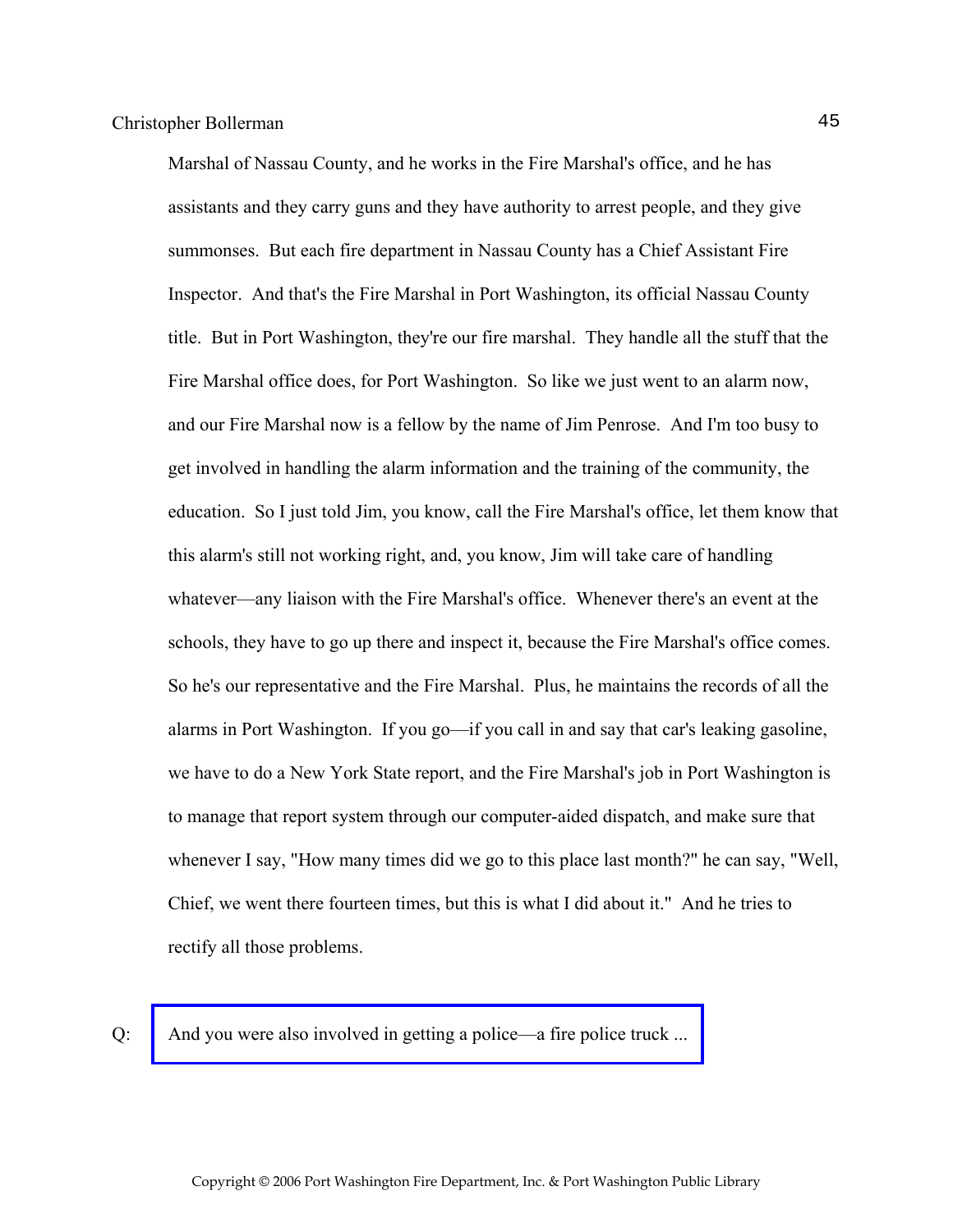Marshal of Nassau County, and he works in the Fire Marshal's office, and he has assistants and they carry guns and they have authority to arrest people, and they give summonses. But each fire department in Nassau County has a Chief Assistant Fire Inspector. And that's the Fire Marshal in Port Washington, its official Nassau County title. But in Port Washington, they're our fire marshal. They handle all the stuff that the Fire Marshal office does, for Port Washington. So like we just went to an alarm now, and our Fire Marshal now is a fellow by the name of Jim Penrose. And I'm too busy to get involved in handling the alarm information and the training of the community, the education. So I just told Jim, you know, call the Fire Marshal's office, let them know that this alarm's still not working right, and, you know, Jim will take care of handling whatever—any liaison with the Fire Marshal's office. Whenever there's an event at the schools, they have to go up there and inspect it, because the Fire Marshal's office comes. So he's our representative and the Fire Marshal. Plus, he maintains the records of all the alarms in Port Washington. If you go—if you call in and say that car's leaking gasoline, we have to do a New York State report, and the Fire Marshal's job in Port Washington is to manage that report system through our computer-aided dispatch, and make sure that whenever I say, "How many times did we go to this place last month?" he can say, "Well, Chief, we went there fourteen times, but this is what I did about it." And he tries to rectify all those problems.

Q: And you were also involved in getting a police—a fire police truck ...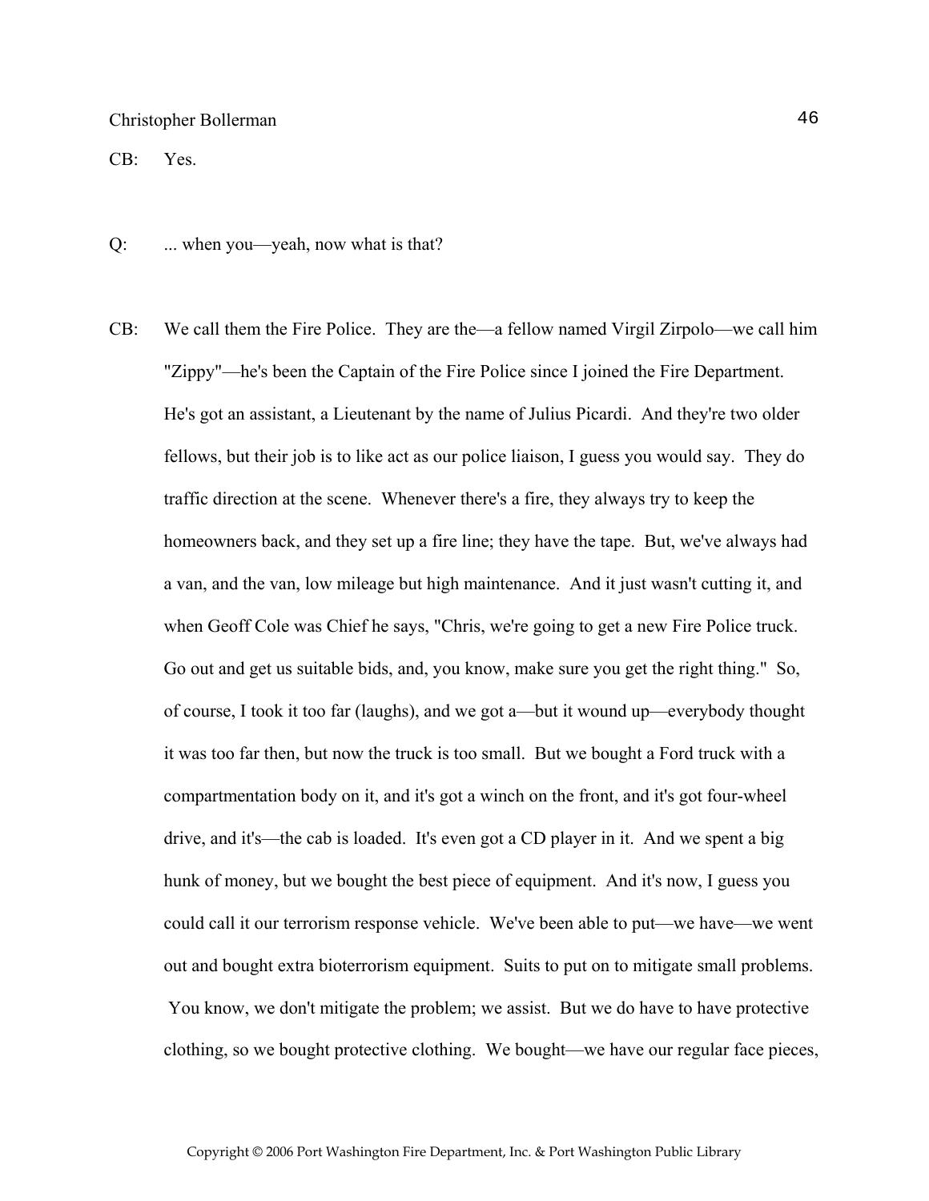CB: Yes.

Q: ... when you—yeah, now what is that?

CB: We call them the Fire Police. They are the—a fellow named Virgil Zirpolo—we call him "Zippy"—he's been the Captain of the Fire Police since I joined the Fire Department. He's got an assistant, a Lieutenant by the name of Julius Picardi. And they're two older fellows, but their job is to like act as our police liaison, I guess you would say. They do traffic direction at the scene. Whenever there's a fire, they always try to keep the homeowners back, and they set up a fire line; they have the tape. But, we've always had a van, and the van, low mileage but high maintenance. And it just wasn't cutting it, and when Geoff Cole was Chief he says, "Chris, we're going to get a new Fire Police truck. Go out and get us suitable bids, and, you know, make sure you get the right thing." So, of course, I took it too far (laughs), and we got a—but it wound up—everybody thought it was too far then, but now the truck is too small. But we bought a Ford truck with a compartmentation body on it, and it's got a winch on the front, and it's got four-wheel drive, and it's—the cab is loaded. It's even got a CD player in it. And we spent a big hunk of money, but we bought the best piece of equipment. And it's now, I guess you could call it our terrorism response vehicle. We've been able to put—we have—we went out and bought extra bioterrorism equipment. Suits to put on to mitigate small problems. You know, we don't mitigate the problem; we assist. But we do have to have protective clothing, so we bought protective clothing. We bought—we have our regular face pieces,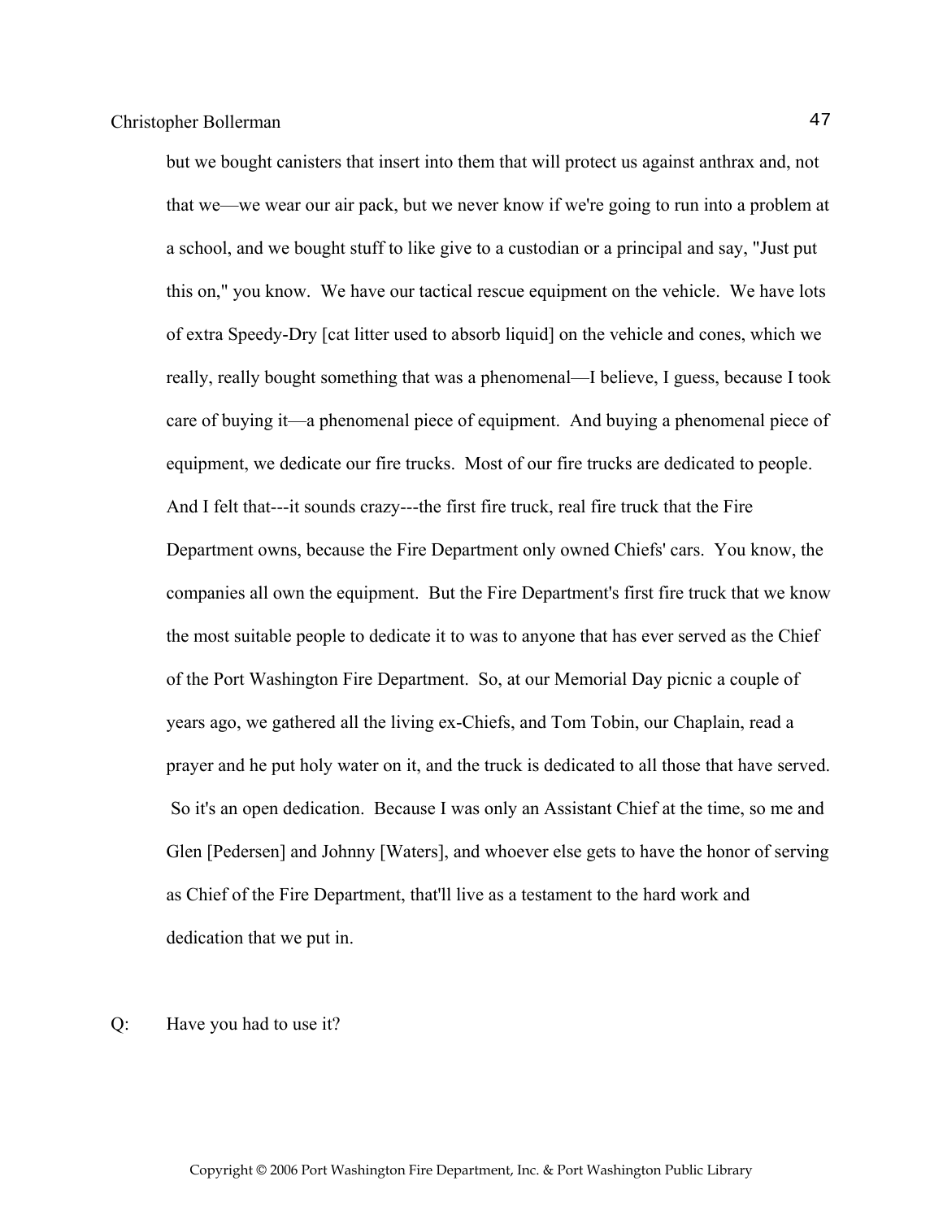but we bought canisters that insert into them that will protect us against anthrax and, not that we—we wear our air pack, but we never know if we're going to run into a problem at a school, and we bought stuff to like give to a custodian or a principal and say, "Just put this on," you know. We have our tactical rescue equipment on the vehicle. We have lots of extra Speedy-Dry [cat litter used to absorb liquid] on the vehicle and cones, which we really, really bought something that was a phenomenal—I believe, I guess, because I took care of buying it—a phenomenal piece of equipment. And buying a phenomenal piece of equipment, we dedicate our fire trucks. Most of our fire trucks are dedicated to people. And I felt that---it sounds crazy---the first fire truck, real fire truck that the Fire Department owns, because the Fire Department only owned Chiefs' cars. You know, the companies all own the equipment. But the Fire Department's first fire truck that we know the most suitable people to dedicate it to was to anyone that has ever served as the Chief of the Port Washington Fire Department. So, at our Memorial Day picnic a couple of years ago, we gathered all the living ex-Chiefs, and Tom Tobin, our Chaplain, read a prayer and he put holy water on it, and the truck is dedicated to all those that have served. So it's an open dedication. Because I was only an Assistant Chief at the time, so me and Glen [Pedersen] and Johnny [Waters], and whoever else gets to have the honor of serving as Chief of the Fire Department, that'll live as a testament to the hard work and dedication that we put in.

Q: Have you had to use it?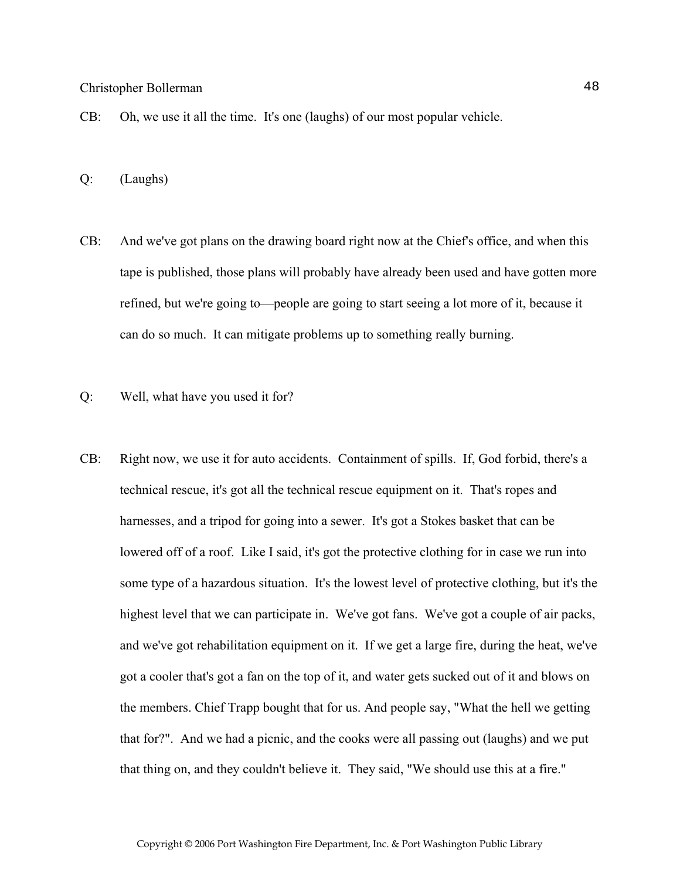CB: Oh, we use it all the time. It's one (laughs) of our most popular vehicle.

Q: (Laughs)

CB: And we've got plans on the drawing board right now at the Chief's office, and when this tape is published, those plans will probably have already been used and have gotten more refined, but we're going to—people are going to start seeing a lot more of it, because it can do so much. It can mitigate problems up to something really burning.

Q: Well, what have you used it for?

CB: Right now, we use it for auto accidents. Containment of spills. If, God forbid, there's a technical rescue, it's got all the technical rescue equipment on it. That's ropes and harnesses, and a tripod for going into a sewer. It's got a Stokes basket that can be lowered off of a roof. Like I said, it's got the protective clothing for in case we run into some type of a hazardous situation. It's the lowest level of protective clothing, but it's the highest level that we can participate in. We've got fans. We've got a couple of air packs, and we've got rehabilitation equipment on it. If we get a large fire, during the heat, we've got a cooler that's got a fan on the top of it, and water gets sucked out of it and blows on the members. Chief Trapp bought that for us. And people say, "What the hell we getting that for?". And we had a picnic, and the cooks were all passing out (laughs) and we put that thing on, and they couldn't believe it. They said, "We should use this at a fire."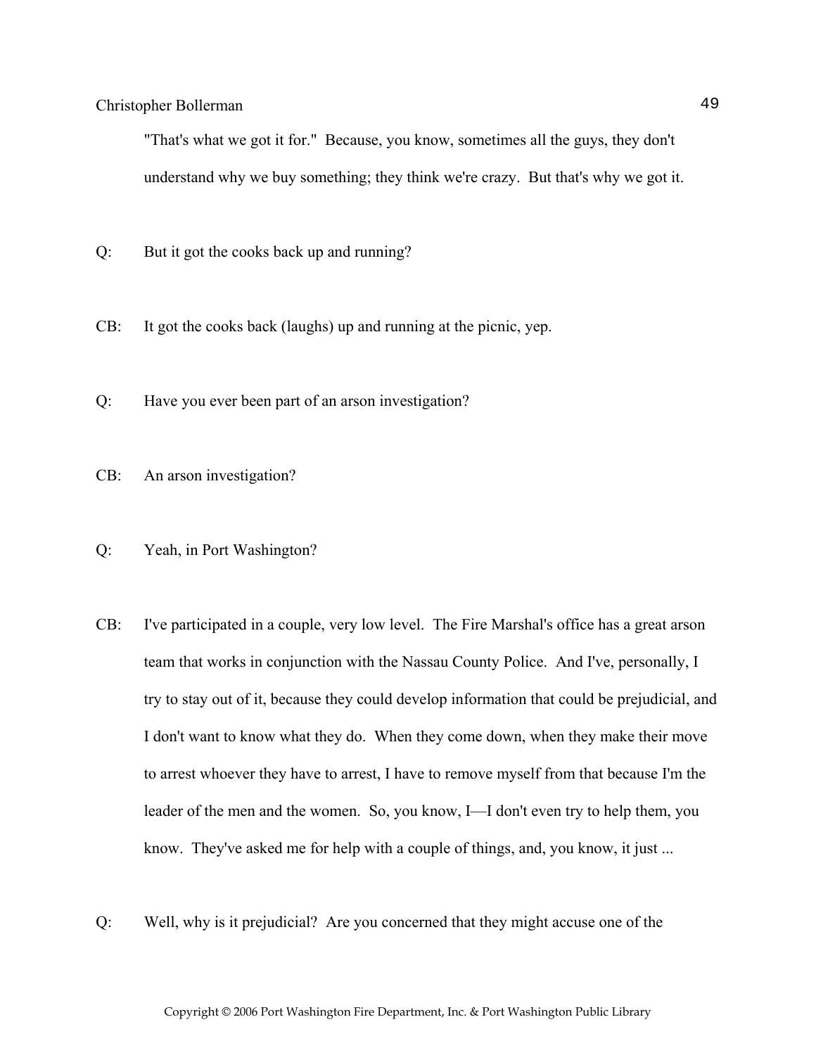"That's what we got it for." Because, you know, sometimes all the guys, they don't understand why we buy something; they think we're crazy. But that's why we got it.

Q: But it got the cooks back up and running?

CB: It got the cooks back (laughs) up and running at the picnic, yep.

Q: Have you ever been part of an arson investigation?

CB: An arson investigation?

Q: Yeah, in Port Washington?

CB: I've participated in a couple, very low level. The Fire Marshal's office has a great arson team that works in conjunction with the Nassau County Police. And I've, personally, I try to stay out of it, because they could develop information that could be prejudicial, and I don't want to know what they do. When they come down, when they make their move to arrest whoever they have to arrest, I have to remove myself from that because I'm the leader of the men and the women. So, you know, I—I don't even try to help them, you know. They've asked me for help with a couple of things, and, you know, it just ...

Q: Well, why is it prejudicial? Are you concerned that they might accuse one of the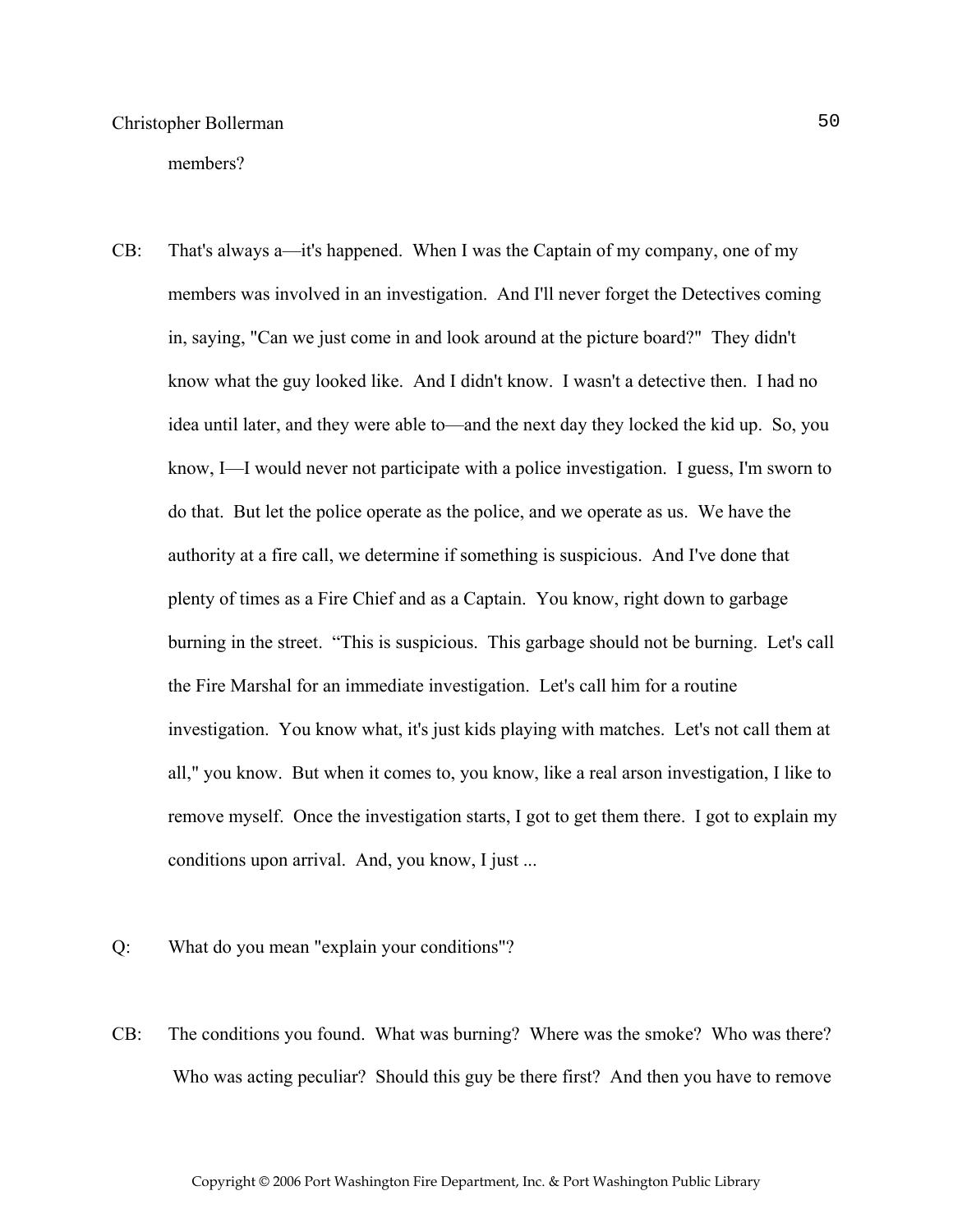members?

CB: That's always a—it's happened. When I was the Captain of my company, one of my members was involved in an investigation. And I'll never forget the Detectives coming in, saying, "Can we just come in and look around at the picture board?" They didn't know what the guy looked like. And I didn't know. I wasn't a detective then. I had no idea until later, and they were able to—and the next day they locked the kid up. So, you know, I—I would never not participate with a police investigation. I guess, I'm sworn to do that. But let the police operate as the police, and we operate as us. We have the authority at a fire call, we determine if something is suspicious. And I've done that plenty of times as a Fire Chief and as a Captain. You know, right down to garbage burning in the street. "This is suspicious. This garbage should not be burning. Let's call the Fire Marshal for an immediate investigation. Let's call him for a routine investigation. You know what, it's just kids playing with matches. Let's not call them at all," you know. But when it comes to, you know, like a real arson investigation, I like to remove myself. Once the investigation starts, I got to get them there. I got to explain my conditions upon arrival. And, you know, I just ...

Q: What do you mean "explain your conditions"?

CB: The conditions you found. What was burning? Where was the smoke? Who was there? Who was acting peculiar? Should this guy be there first? And then you have to remove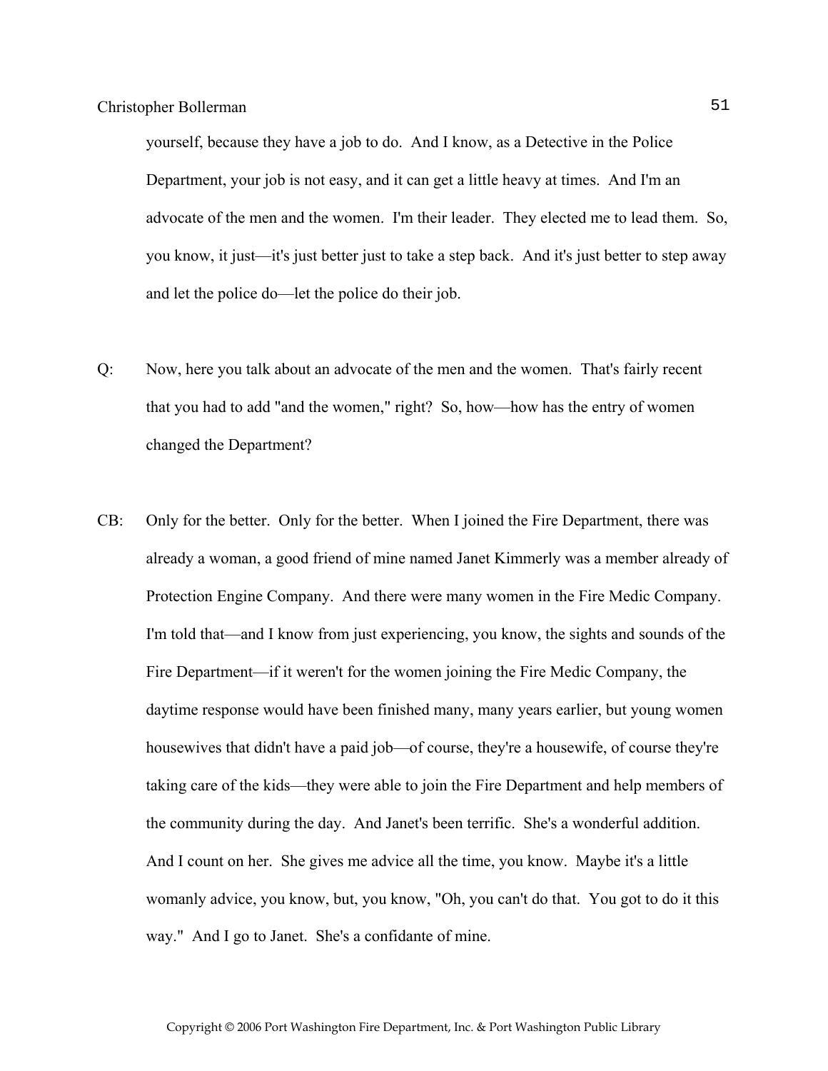yourself, because they have a job to do. And I know, as a Detective in the Police Department, your job is not easy, and it can get a little heavy at times. And I'm an advocate of the men and the women. I'm their leader. They elected me to lead them. So, you know, it just—it's just better just to take a step back. And it's just better to step away and let the police do—let the police do their job.

Q: Now, here you talk about an advocate of the men and the women. That's fairly recent that you had to add "and the women," right? So, how—how has the entry of women changed the Department?

CB: Only for the better. Only for the better. When I joined the Fire Department, there was already a woman, a good friend of mine named Janet Kimmerly was a member already of Protection Engine Company. And there were many women in the Fire Medic Company. I'm told that—and I know from just experiencing, you know, the sights and sounds of the Fire Department—if it weren't for the women joining the Fire Medic Company, the daytime response would have been finished many, many years earlier, but young women housewives that didn't have a paid job—of course, they're a housewife, of course they're taking care of the kids—they were able to join the Fire Department and help members of the community during the day. And Janet's been terrific. She's a wonderful addition. And I count on her. She gives me advice all the time, you know. Maybe it's a little womanly advice, you know, but, you know, "Oh, you can't do that. You got to do it this way." And I go to Janet. She's a confidante of mine.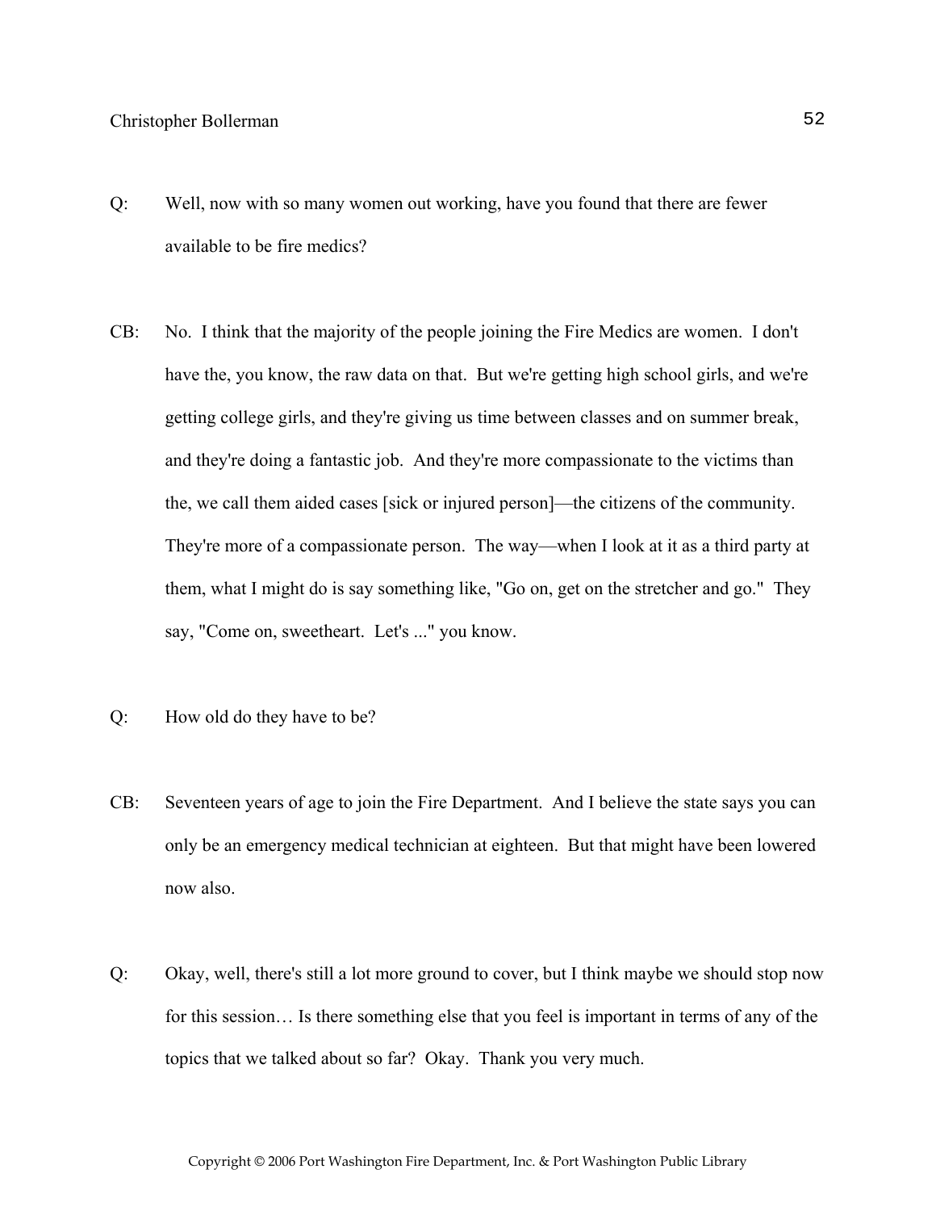Q: Well, now with so many women out working, have you found that there are fewer available to be fire medics?

CB: No. I think that the majority of the people joining the Fire Medics are women. I don't have the, you know, the raw data on that. But we're getting high school girls, and we're getting college girls, and they're giving us time between classes and on summer break, and they're doing a fantastic job. And they're more compassionate to the victims than the, we call them aided cases [sick or injured person]—the citizens of the community. They're more of a compassionate person. The way—when I look at it as a third party at them, what I might do is say something like, "Go on, get on the stretcher and go." They say, "Come on, sweetheart. Let's ..." you know.

Q: How old do they have to be?

CB: Seventeen years of age to join the Fire Department. And I believe the state says you can only be an emergency medical technician at eighteen. But that might have been lowered now also.

Q: Okay, well, there's still a lot more ground to cover, but I think maybe we should stop now for this session… Is there something else that you feel is important in terms of any of the topics that we talked about so far? Okay. Thank you very much.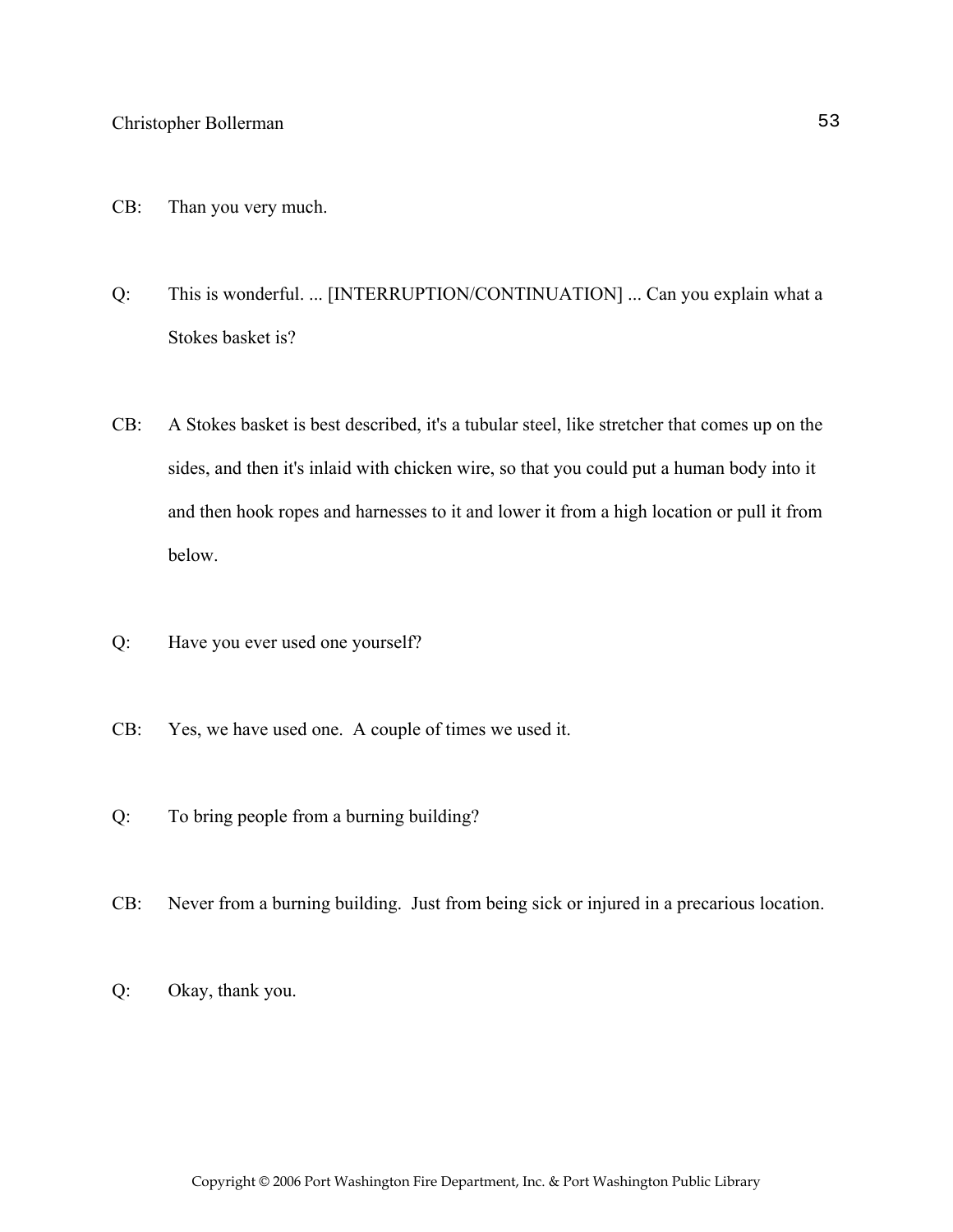CB: Than you very much.

Q: This is wonderful. ... [INTERRUPTION/CONTINUATION] ... Can you explain what a Stokes basket is?

CB: A Stokes basket is best described, it's a tubular steel, like stretcher that comes up on the sides, and then it's inlaid with chicken wire, so that you could put a human body into it and then hook ropes and harnesses to it and lower it from a high location or pull it from below.

Q: Have you ever used one yourself?

CB: Yes, we have used one. A couple of times we used it.

Q: To bring people from a burning building?

CB: Never from a burning building. Just from being sick or injured in a precarious location.

Q: Okay, thank you.